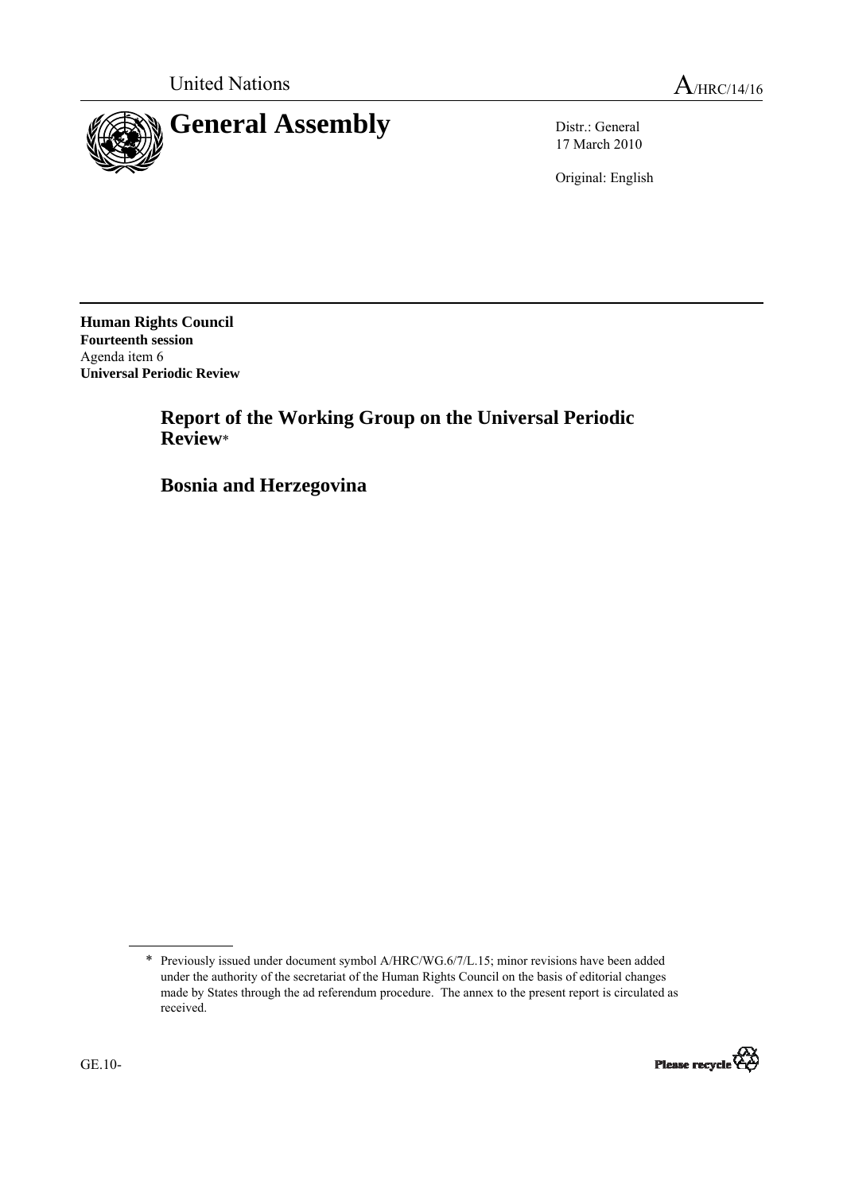United Nations

# A/HRC/14/16

## General Assembly

Distr.: General
17 March 2010

Original: English

**Human Rights Council**
**Fourteenth session**
Agenda item 6
**Universal Periodic Review**

## Report of the Working Group on the Universal Periodic Review*

## Bosnia and Herzegovina

\* Previously issued under document symbol A/HRC/WG.6/7/L.15; minor revisions have been added under the authority of the secretariat of the Human Rights Council on the basis of editorial changes made by States through the ad referendum procedure. The annex to the present report is circulated as received.

GE.10-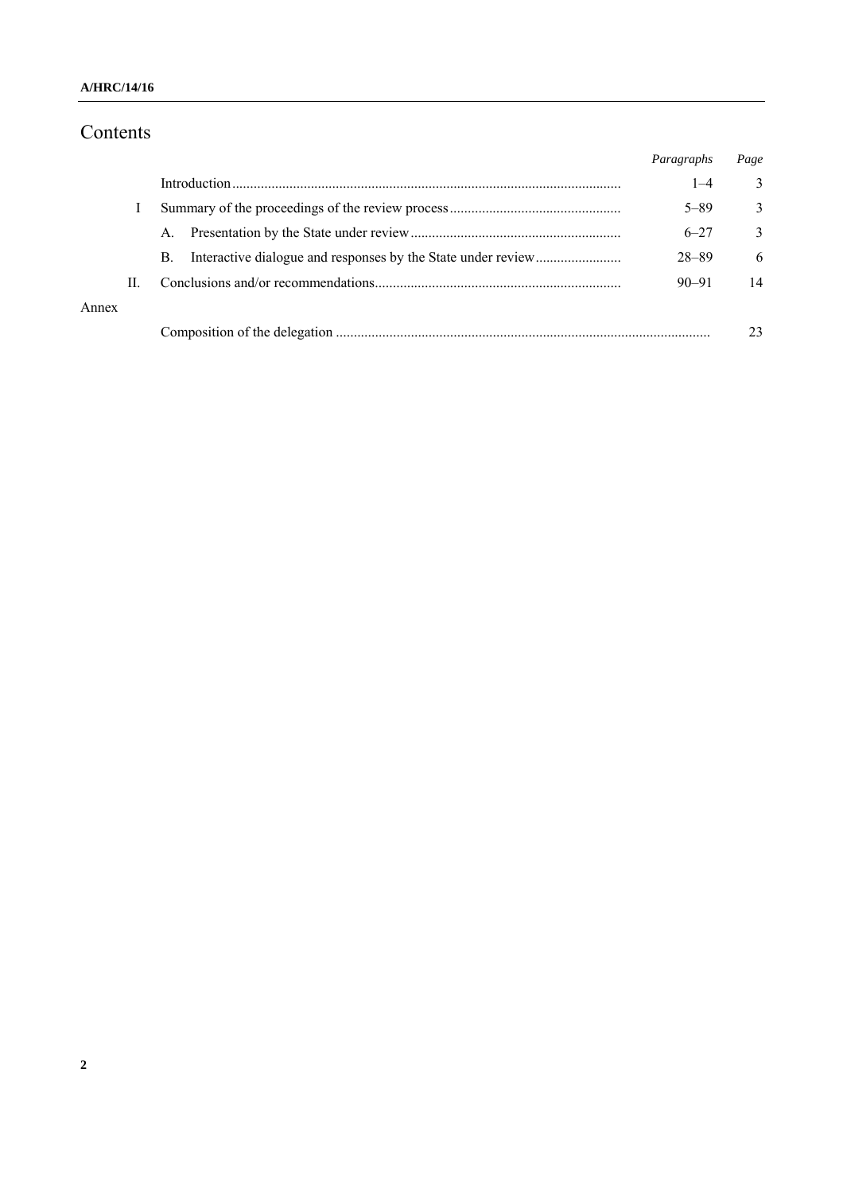# Contents

| | | Paragraphs | Page |
|---|---|---|---|
| | Introduction | 1–4 | 3 |
| I | Summary of the proceedings of the review process | 5–89 | 3 |
| | A. Presentation by the State under review | 6–27 | 3 |
| | B. Interactive dialogue and responses by the State under review | 28–89 | 6 |
| II. | Conclusions and/or recommendations | 90–91 | 14 |
| Annex | | | |
| | Composition of the delegation | | 23 |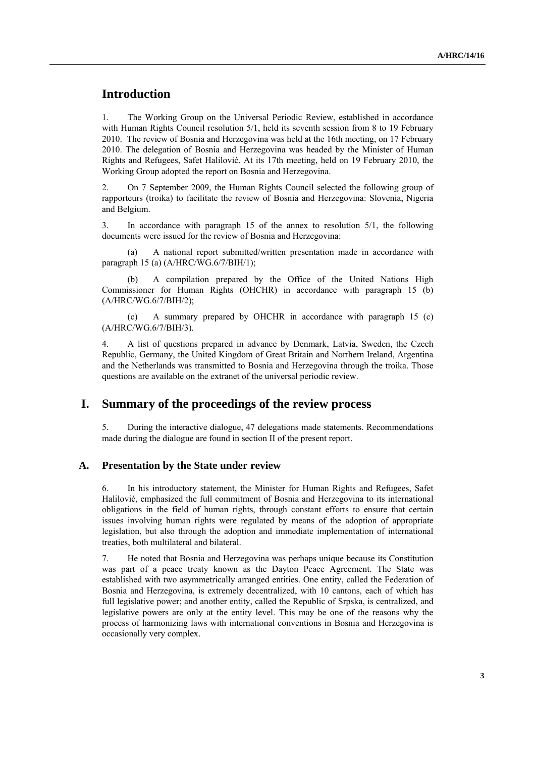## Introduction

1. The Working Group on the Universal Periodic Review, established in accordance with Human Rights Council resolution 5/1, held its seventh session from 8 to 19 February 2010. The review of Bosnia and Herzegovina was held at the 16th meeting, on 17 February 2010. The delegation of Bosnia and Herzegovina was headed by the Minister of Human Rights and Refugees, Safet Halilović. At its 17th meeting, held on 19 February 2010, the Working Group adopted the report on Bosnia and Herzegovina.

2. On 7 September 2009, the Human Rights Council selected the following group of rapporteurs (troika) to facilitate the review of Bosnia and Herzegovina: Slovenia, Nigeria and Belgium.

3. In accordance with paragraph 15 of the annex to resolution 5/1, the following documents were issued for the review of Bosnia and Herzegovina:

(a) A national report submitted/written presentation made in accordance with paragraph 15 (a) (A/HRC/WG.6/7/BIH/1);

(b) A compilation prepared by the Office of the United Nations High Commissioner for Human Rights (OHCHR) in accordance with paragraph 15 (b) (A/HRC/WG.6/7/BIH/2);

(c) A summary prepared by OHCHR in accordance with paragraph 15 (c) (A/HRC/WG.6/7/BIH/3).

4. A list of questions prepared in advance by Denmark, Latvia, Sweden, the Czech Republic, Germany, the United Kingdom of Great Britain and Northern Ireland, Argentina and the Netherlands was transmitted to Bosnia and Herzegovina through the troika. Those questions are available on the extranet of the universal periodic review.

## I. Summary of the proceedings of the review process

5. During the interactive dialogue, 47 delegations made statements. Recommendations made during the dialogue are found in section II of the present report.

### A. Presentation by the State under review

6. In his introductory statement, the Minister for Human Rights and Refugees, Safet Halilović, emphasized the full commitment of Bosnia and Herzegovina to its international obligations in the field of human rights, through constant efforts to ensure that certain issues involving human rights were regulated by means of the adoption of appropriate legislation, but also through the adoption and immediate implementation of international treaties, both multilateral and bilateral.

7. He noted that Bosnia and Herzegovina was perhaps unique because its Constitution was part of a peace treaty known as the Dayton Peace Agreement. The State was established with two asymmetrically arranged entities. One entity, called the Federation of Bosnia and Herzegovina, is extremely decentralized, with 10 cantons, each of which has full legislative power; and another entity, called the Republic of Srpska, is centralized, and legislative powers are only at the entity level. This may be one of the reasons why the process of harmonizing laws with international conventions in Bosnia and Herzegovina is occasionally very complex.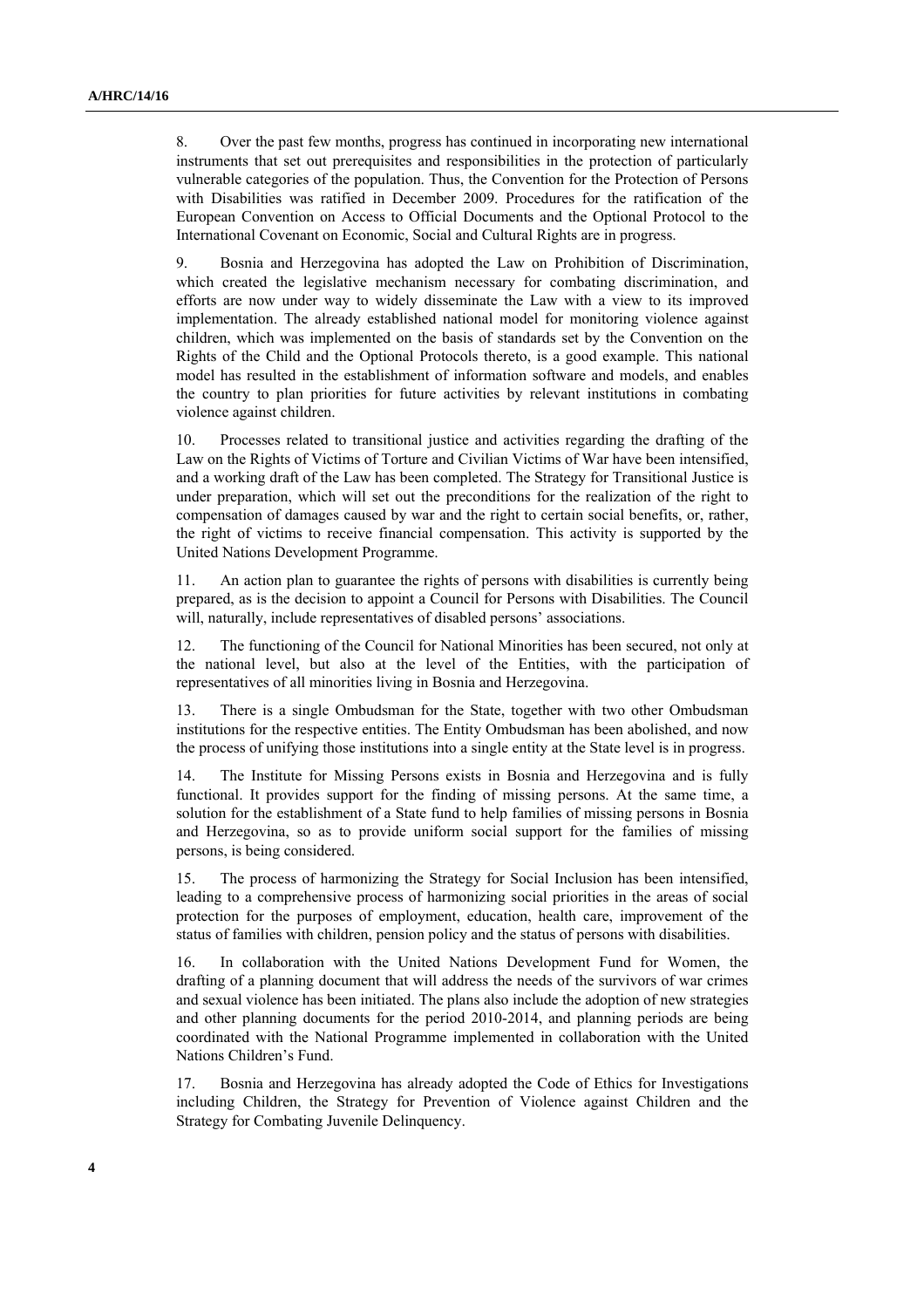8. Over the past few months, progress has continued in incorporating new international instruments that set out prerequisites and responsibilities in the protection of particularly vulnerable categories of the population. Thus, the Convention for the Protection of Persons with Disabilities was ratified in December 2009. Procedures for the ratification of the European Convention on Access to Official Documents and the Optional Protocol to the International Covenant on Economic, Social and Cultural Rights are in progress.

9. Bosnia and Herzegovina has adopted the Law on Prohibition of Discrimination, which created the legislative mechanism necessary for combating discrimination, and efforts are now under way to widely disseminate the Law with a view to its improved implementation. The already established national model for monitoring violence against children, which was implemented on the basis of standards set by the Convention on the Rights of the Child and the Optional Protocols thereto, is a good example. This national model has resulted in the establishment of information software and models, and enables the country to plan priorities for future activities by relevant institutions in combating violence against children.

10. Processes related to transitional justice and activities regarding the drafting of the Law on the Rights of Victims of Torture and Civilian Victims of War have been intensified, and a working draft of the Law has been completed. The Strategy for Transitional Justice is under preparation, which will set out the preconditions for the realization of the right to compensation of damages caused by war and the right to certain social benefits, or, rather, the right of victims to receive financial compensation. This activity is supported by the United Nations Development Programme.

11. An action plan to guarantee the rights of persons with disabilities is currently being prepared, as is the decision to appoint a Council for Persons with Disabilities. The Council will, naturally, include representatives of disabled persons' associations.

12. The functioning of the Council for National Minorities has been secured, not only at the national level, but also at the level of the Entities, with the participation of representatives of all minorities living in Bosnia and Herzegovina.

13. There is a single Ombudsman for the State, together with two other Ombudsman institutions for the respective entities. The Entity Ombudsman has been abolished, and now the process of unifying those institutions into a single entity at the State level is in progress.

14. The Institute for Missing Persons exists in Bosnia and Herzegovina and is fully functional. It provides support for the finding of missing persons. At the same time, a solution for the establishment of a State fund to help families of missing persons in Bosnia and Herzegovina, so as to provide uniform social support for the families of missing persons, is being considered.

15. The process of harmonizing the Strategy for Social Inclusion has been intensified, leading to a comprehensive process of harmonizing social priorities in the areas of social protection for the purposes of employment, education, health care, improvement of the status of families with children, pension policy and the status of persons with disabilities.

16. In collaboration with the United Nations Development Fund for Women, the drafting of a planning document that will address the needs of the survivors of war crimes and sexual violence has been initiated. The plans also include the adoption of new strategies and other planning documents for the period 2010-2014, and planning periods are being coordinated with the National Programme implemented in collaboration with the United Nations Children's Fund.

17. Bosnia and Herzegovina has already adopted the Code of Ethics for Investigations including Children, the Strategy for Prevention of Violence against Children and the Strategy for Combating Juvenile Delinquency.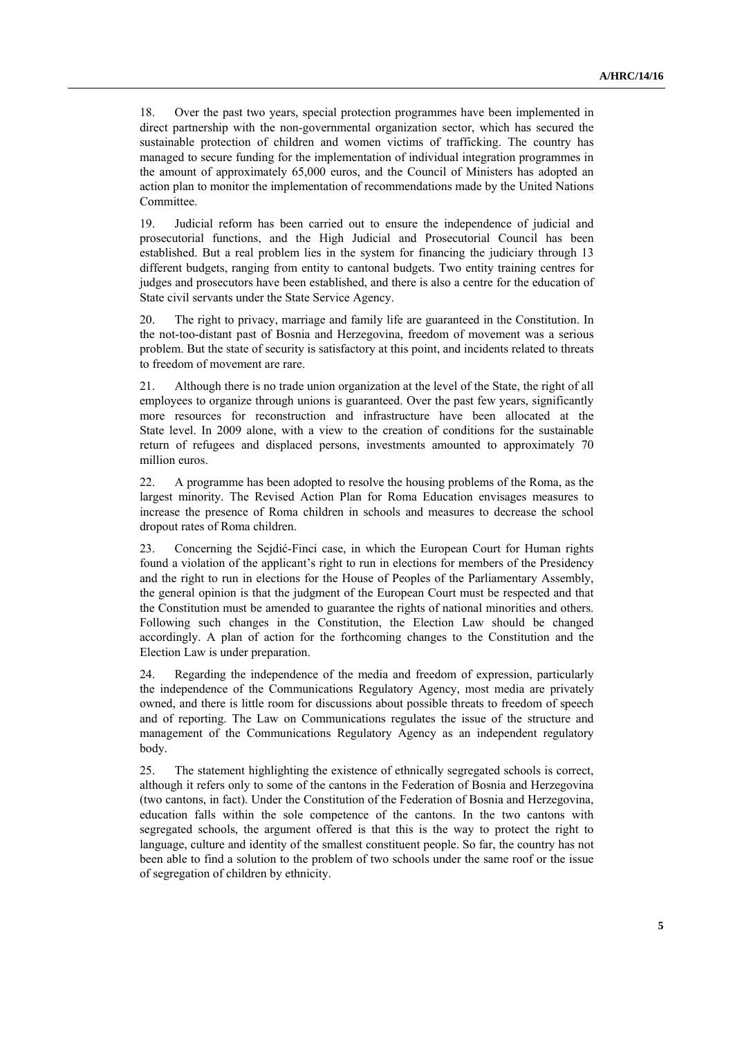18. Over the past two years, special protection programmes have been implemented in direct partnership with the non-governmental organization sector, which has secured the sustainable protection of children and women victims of trafficking. The country has managed to secure funding for the implementation of individual integration programmes in the amount of approximately 65,000 euros, and the Council of Ministers has adopted an action plan to monitor the implementation of recommendations made by the United Nations Committee.

19. Judicial reform has been carried out to ensure the independence of judicial and prosecutorial functions, and the High Judicial and Prosecutorial Council has been established. But a real problem lies in the system for financing the judiciary through 13 different budgets, ranging from entity to cantonal budgets. Two entity training centres for judges and prosecutors have been established, and there is also a centre for the education of State civil servants under the State Service Agency.

20. The right to privacy, marriage and family life are guaranteed in the Constitution. In the not-too-distant past of Bosnia and Herzegovina, freedom of movement was a serious problem. But the state of security is satisfactory at this point, and incidents related to threats to freedom of movement are rare.

21. Although there is no trade union organization at the level of the State, the right of all employees to organize through unions is guaranteed. Over the past few years, significantly more resources for reconstruction and infrastructure have been allocated at the State level. In 2009 alone, with a view to the creation of conditions for the sustainable return of refugees and displaced persons, investments amounted to approximately 70 million euros.

22. A programme has been adopted to resolve the housing problems of the Roma, as the largest minority. The Revised Action Plan for Roma Education envisages measures to increase the presence of Roma children in schools and measures to decrease the school dropout rates of Roma children.

23. Concerning the Sejdić-Finci case, in which the European Court for Human rights found a violation of the applicant's right to run in elections for members of the Presidency and the right to run in elections for the House of Peoples of the Parliamentary Assembly, the general opinion is that the judgment of the European Court must be respected and that the Constitution must be amended to guarantee the rights of national minorities and others. Following such changes in the Constitution, the Election Law should be changed accordingly. A plan of action for the forthcoming changes to the Constitution and the Election Law is under preparation.

24. Regarding the independence of the media and freedom of expression, particularly the independence of the Communications Regulatory Agency, most media are privately owned, and there is little room for discussions about possible threats to freedom of speech and of reporting. The Law on Communications regulates the issue of the structure and management of the Communications Regulatory Agency as an independent regulatory body.

25. The statement highlighting the existence of ethnically segregated schools is correct, although it refers only to some of the cantons in the Federation of Bosnia and Herzegovina (two cantons, in fact). Under the Constitution of the Federation of Bosnia and Herzegovina, education falls within the sole competence of the cantons. In the two cantons with segregated schools, the argument offered is that this is the way to protect the right to language, culture and identity of the smallest constituent people. So far, the country has not been able to find a solution to the problem of two schools under the same roof or the issue of segregation of children by ethnicity.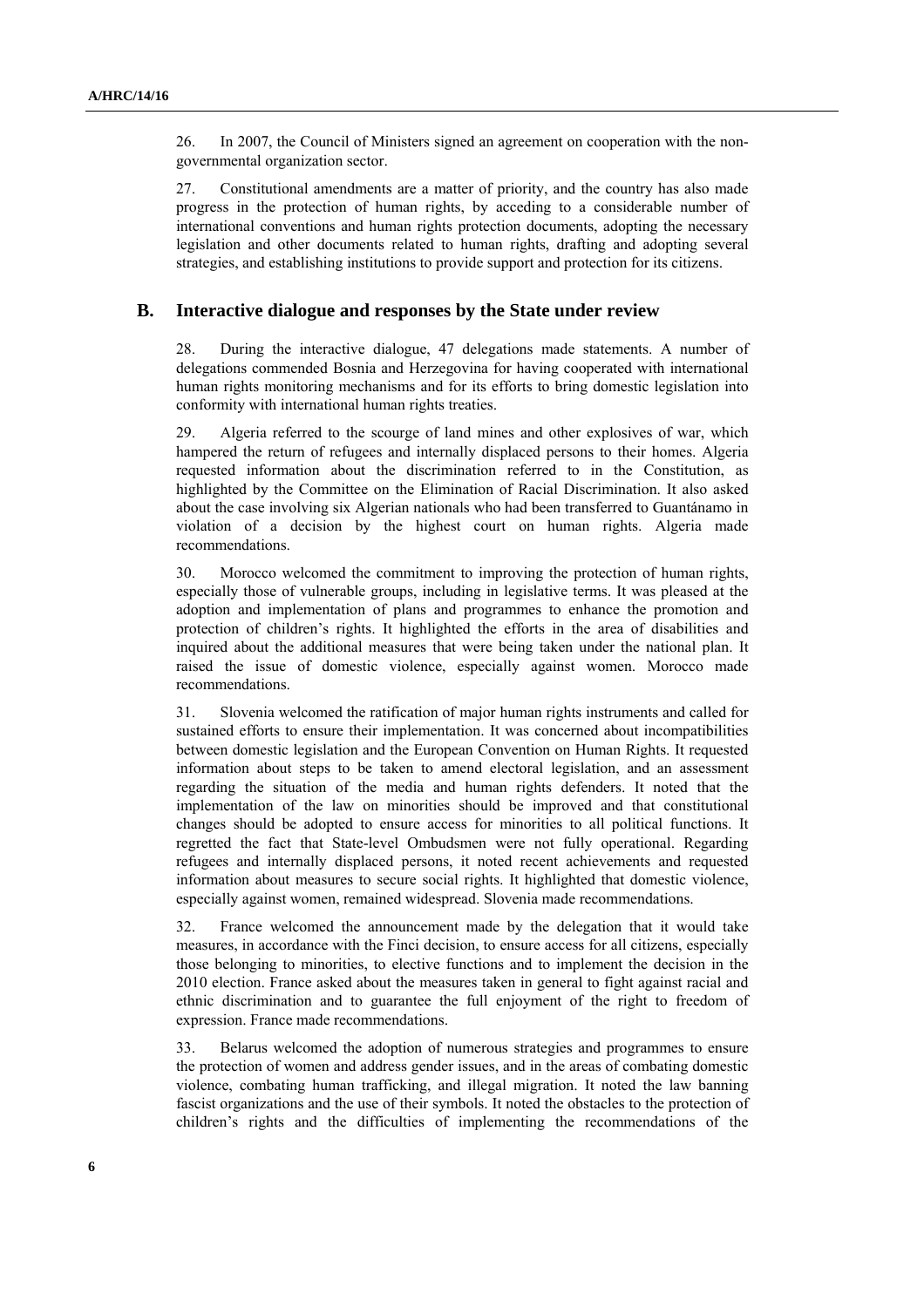26. In 2007, the Council of Ministers signed an agreement on cooperation with the non-governmental organization sector.

27. Constitutional amendments are a matter of priority, and the country has also made progress in the protection of human rights, by acceding to a considerable number of international conventions and human rights protection documents, adopting the necessary legislation and other documents related to human rights, drafting and adopting several strategies, and establishing institutions to provide support and protection for its citizens.

## B. Interactive dialogue and responses by the State under review

28. During the interactive dialogue, 47 delegations made statements. A number of delegations commended Bosnia and Herzegovina for having cooperated with international human rights monitoring mechanisms and for its efforts to bring domestic legislation into conformity with international human rights treaties.

29. Algeria referred to the scourge of land mines and other explosives of war, which hampered the return of refugees and internally displaced persons to their homes. Algeria requested information about the discrimination referred to in the Constitution, as highlighted by the Committee on the Elimination of Racial Discrimination. It also asked about the case involving six Algerian nationals who had been transferred to Guantánamo in violation of a decision by the highest court on human rights. Algeria made recommendations.

30. Morocco welcomed the commitment to improving the protection of human rights, especially those of vulnerable groups, including in legislative terms. It was pleased at the adoption and implementation of plans and programmes to enhance the promotion and protection of children's rights. It highlighted the efforts in the area of disabilities and inquired about the additional measures that were being taken under the national plan. It raised the issue of domestic violence, especially against women. Morocco made recommendations.

31. Slovenia welcomed the ratification of major human rights instruments and called for sustained efforts to ensure their implementation. It was concerned about incompatibilities between domestic legislation and the European Convention on Human Rights. It requested information about steps to be taken to amend electoral legislation, and an assessment regarding the situation of the media and human rights defenders. It noted that the implementation of the law on minorities should be improved and that constitutional changes should be adopted to ensure access for minorities to all political functions. It regretted the fact that State-level Ombudsmen were not fully operational. Regarding refugees and internally displaced persons, it noted recent achievements and requested information about measures to secure social rights. It highlighted that domestic violence, especially against women, remained widespread. Slovenia made recommendations.

32. France welcomed the announcement made by the delegation that it would take measures, in accordance with the Finci decision, to ensure access for all citizens, especially those belonging to minorities, to elective functions and to implement the decision in the 2010 election. France asked about the measures taken in general to fight against racial and ethnic discrimination and to guarantee the full enjoyment of the right to freedom of expression. France made recommendations.

33. Belarus welcomed the adoption of numerous strategies and programmes to ensure the protection of women and address gender issues, and in the areas of combating domestic violence, combating human trafficking, and illegal migration. It noted the law banning fascist organizations and the use of their symbols. It noted the obstacles to the protection of children's rights and the difficulties of implementing the recommendations of the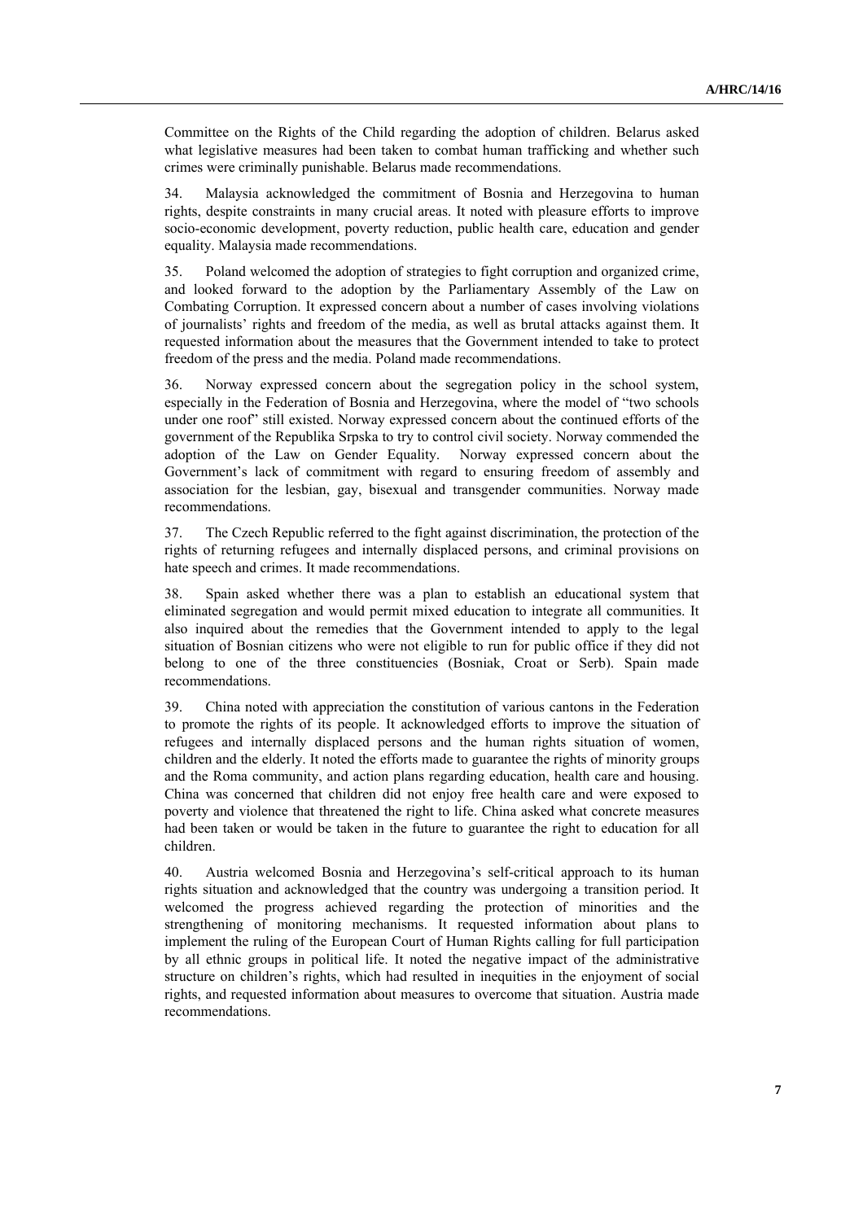Committee on the Rights of the Child regarding the adoption of children. Belarus asked what legislative measures had been taken to combat human trafficking and whether such crimes were criminally punishable. Belarus made recommendations.

34. Malaysia acknowledged the commitment of Bosnia and Herzegovina to human rights, despite constraints in many crucial areas. It noted with pleasure efforts to improve socio-economic development, poverty reduction, public health care, education and gender equality. Malaysia made recommendations.

35. Poland welcomed the adoption of strategies to fight corruption and organized crime, and looked forward to the adoption by the Parliamentary Assembly of the Law on Combating Corruption. It expressed concern about a number of cases involving violations of journalists' rights and freedom of the media, as well as brutal attacks against them. It requested information about the measures that the Government intended to take to protect freedom of the press and the media. Poland made recommendations.

36. Norway expressed concern about the segregation policy in the school system, especially in the Federation of Bosnia and Herzegovina, where the model of "two schools under one roof" still existed. Norway expressed concern about the continued efforts of the government of the Republika Srpska to try to control civil society. Norway commended the adoption of the Law on Gender Equality. Norway expressed concern about the Government's lack of commitment with regard to ensuring freedom of assembly and association for the lesbian, gay, bisexual and transgender communities. Norway made recommendations.

37. The Czech Republic referred to the fight against discrimination, the protection of the rights of returning refugees and internally displaced persons, and criminal provisions on hate speech and crimes. It made recommendations.

38. Spain asked whether there was a plan to establish an educational system that eliminated segregation and would permit mixed education to integrate all communities. It also inquired about the remedies that the Government intended to apply to the legal situation of Bosnian citizens who were not eligible to run for public office if they did not belong to one of the three constituencies (Bosniak, Croat or Serb). Spain made recommendations.

39. China noted with appreciation the constitution of various cantons in the Federation to promote the rights of its people. It acknowledged efforts to improve the situation of refugees and internally displaced persons and the human rights situation of women, children and the elderly. It noted the efforts made to guarantee the rights of minority groups and the Roma community, and action plans regarding education, health care and housing. China was concerned that children did not enjoy free health care and were exposed to poverty and violence that threatened the right to life. China asked what concrete measures had been taken or would be taken in the future to guarantee the right to education for all children.

40. Austria welcomed Bosnia and Herzegovina's self-critical approach to its human rights situation and acknowledged that the country was undergoing a transition period. It welcomed the progress achieved regarding the protection of minorities and the strengthening of monitoring mechanisms. It requested information about plans to implement the ruling of the European Court of Human Rights calling for full participation by all ethnic groups in political life. It noted the negative impact of the administrative structure on children's rights, which had resulted in inequities in the enjoyment of social rights, and requested information about measures to overcome that situation. Austria made recommendations.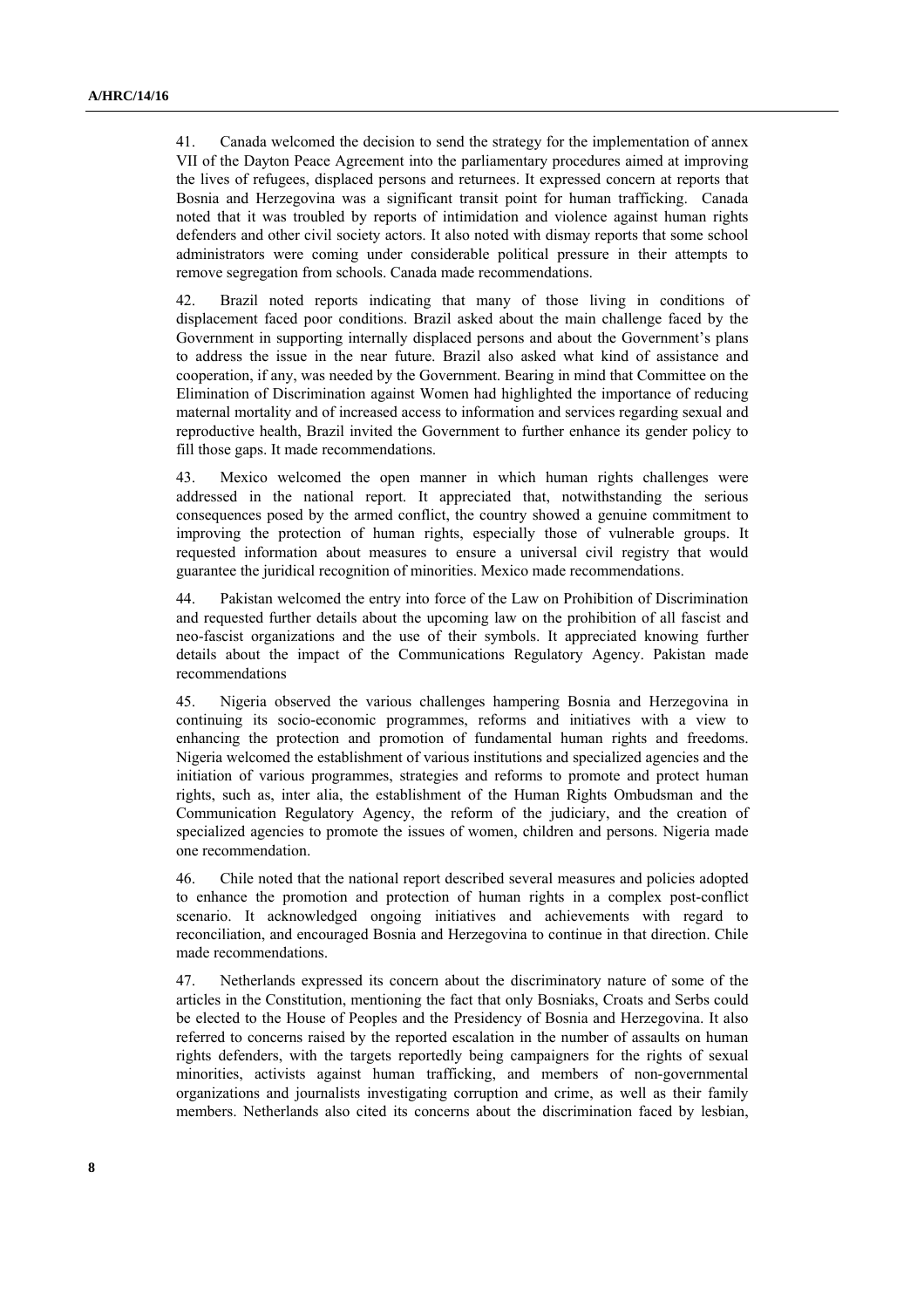41. Canada welcomed the decision to send the strategy for the implementation of annex VII of the Dayton Peace Agreement into the parliamentary procedures aimed at improving the lives of refugees, displaced persons and returnees. It expressed concern at reports that Bosnia and Herzegovina was a significant transit point for human trafficking. Canada noted that it was troubled by reports of intimidation and violence against human rights defenders and other civil society actors. It also noted with dismay reports that some school administrators were coming under considerable political pressure in their attempts to remove segregation from schools. Canada made recommendations.

42. Brazil noted reports indicating that many of those living in conditions of displacement faced poor conditions. Brazil asked about the main challenge faced by the Government in supporting internally displaced persons and about the Government's plans to address the issue in the near future. Brazil also asked what kind of assistance and cooperation, if any, was needed by the Government. Bearing in mind that Committee on the Elimination of Discrimination against Women had highlighted the importance of reducing maternal mortality and of increased access to information and services regarding sexual and reproductive health, Brazil invited the Government to further enhance its gender policy to fill those gaps. It made recommendations.

43. Mexico welcomed the open manner in which human rights challenges were addressed in the national report. It appreciated that, notwithstanding the serious consequences posed by the armed conflict, the country showed a genuine commitment to improving the protection of human rights, especially those of vulnerable groups. It requested information about measures to ensure a universal civil registry that would guarantee the juridical recognition of minorities. Mexico made recommendations.

44. Pakistan welcomed the entry into force of the Law on Prohibition of Discrimination and requested further details about the upcoming law on the prohibition of all fascist and neo-fascist organizations and the use of their symbols. It appreciated knowing further details about the impact of the Communications Regulatory Agency. Pakistan made recommendations

45. Nigeria observed the various challenges hampering Bosnia and Herzegovina in continuing its socio-economic programmes, reforms and initiatives with a view to enhancing the protection and promotion of fundamental human rights and freedoms. Nigeria welcomed the establishment of various institutions and specialized agencies and the initiation of various programmes, strategies and reforms to promote and protect human rights, such as, inter alia, the establishment of the Human Rights Ombudsman and the Communication Regulatory Agency, the reform of the judiciary, and the creation of specialized agencies to promote the issues of women, children and persons. Nigeria made one recommendation.

46. Chile noted that the national report described several measures and policies adopted to enhance the promotion and protection of human rights in a complex post-conflict scenario. It acknowledged ongoing initiatives and achievements with regard to reconciliation, and encouraged Bosnia and Herzegovina to continue in that direction. Chile made recommendations.

47. Netherlands expressed its concern about the discriminatory nature of some of the articles in the Constitution, mentioning the fact that only Bosniaks, Croats and Serbs could be elected to the House of Peoples and the Presidency of Bosnia and Herzegovina. It also referred to concerns raised by the reported escalation in the number of assaults on human rights defenders, with the targets reportedly being campaigners for the rights of sexual minorities, activists against human trafficking, and members of non-governmental organizations and journalists investigating corruption and crime, as well as their family members. Netherlands also cited its concerns about the discrimination faced by lesbian,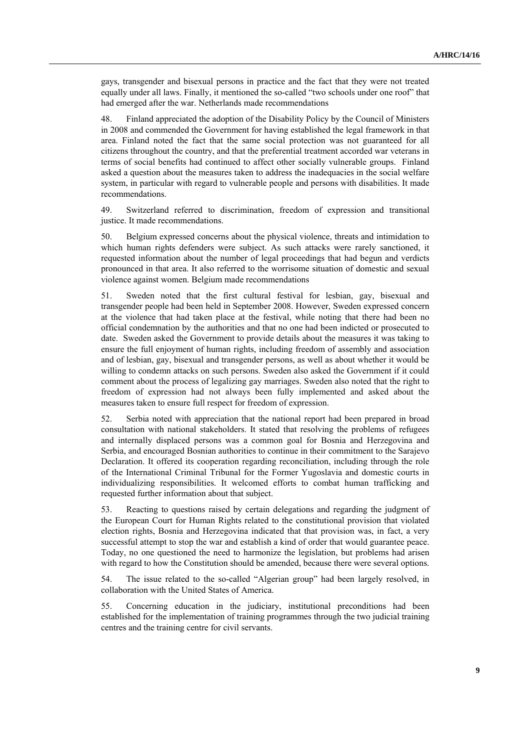gays, transgender and bisexual persons in practice and the fact that they were not treated equally under all laws. Finally, it mentioned the so-called "two schools under one roof" that had emerged after the war. Netherlands made recommendations

48. Finland appreciated the adoption of the Disability Policy by the Council of Ministers in 2008 and commended the Government for having established the legal framework in that area. Finland noted the fact that the same social protection was not guaranteed for all citizens throughout the country, and that the preferential treatment accorded war veterans in terms of social benefits had continued to affect other socially vulnerable groups. Finland asked a question about the measures taken to address the inadequacies in the social welfare system, in particular with regard to vulnerable people and persons with disabilities. It made recommendations.

49. Switzerland referred to discrimination, freedom of expression and transitional justice. It made recommendations.

50. Belgium expressed concerns about the physical violence, threats and intimidation to which human rights defenders were subject. As such attacks were rarely sanctioned, it requested information about the number of legal proceedings that had begun and verdicts pronounced in that area. It also referred to the worrisome situation of domestic and sexual violence against women. Belgium made recommendations

51. Sweden noted that the first cultural festival for lesbian, gay, bisexual and transgender people had been held in September 2008. However, Sweden expressed concern at the violence that had taken place at the festival, while noting that there had been no official condemnation by the authorities and that no one had been indicted or prosecuted to date. Sweden asked the Government to provide details about the measures it was taking to ensure the full enjoyment of human rights, including freedom of assembly and association and of lesbian, gay, bisexual and transgender persons, as well as about whether it would be willing to condemn attacks on such persons. Sweden also asked the Government if it could comment about the process of legalizing gay marriages. Sweden also noted that the right to freedom of expression had not always been fully implemented and asked about the measures taken to ensure full respect for freedom of expression.

52. Serbia noted with appreciation that the national report had been prepared in broad consultation with national stakeholders. It stated that resolving the problems of refugees and internally displaced persons was a common goal for Bosnia and Herzegovina and Serbia, and encouraged Bosnian authorities to continue in their commitment to the Sarajevo Declaration. It offered its cooperation regarding reconciliation, including through the role of the International Criminal Tribunal for the Former Yugoslavia and domestic courts in individualizing responsibilities. It welcomed efforts to combat human trafficking and requested further information about that subject.

53. Reacting to questions raised by certain delegations and regarding the judgment of the European Court for Human Rights related to the constitutional provision that violated election rights, Bosnia and Herzegovina indicated that that provision was, in fact, a very successful attempt to stop the war and establish a kind of order that would guarantee peace. Today, no one questioned the need to harmonize the legislation, but problems had arisen with regard to how the Constitution should be amended, because there were several options.

54. The issue related to the so-called "Algerian group" had been largely resolved, in collaboration with the United States of America.

55. Concerning education in the judiciary, institutional preconditions had been established for the implementation of training programmes through the two judicial training centres and the training centre for civil servants.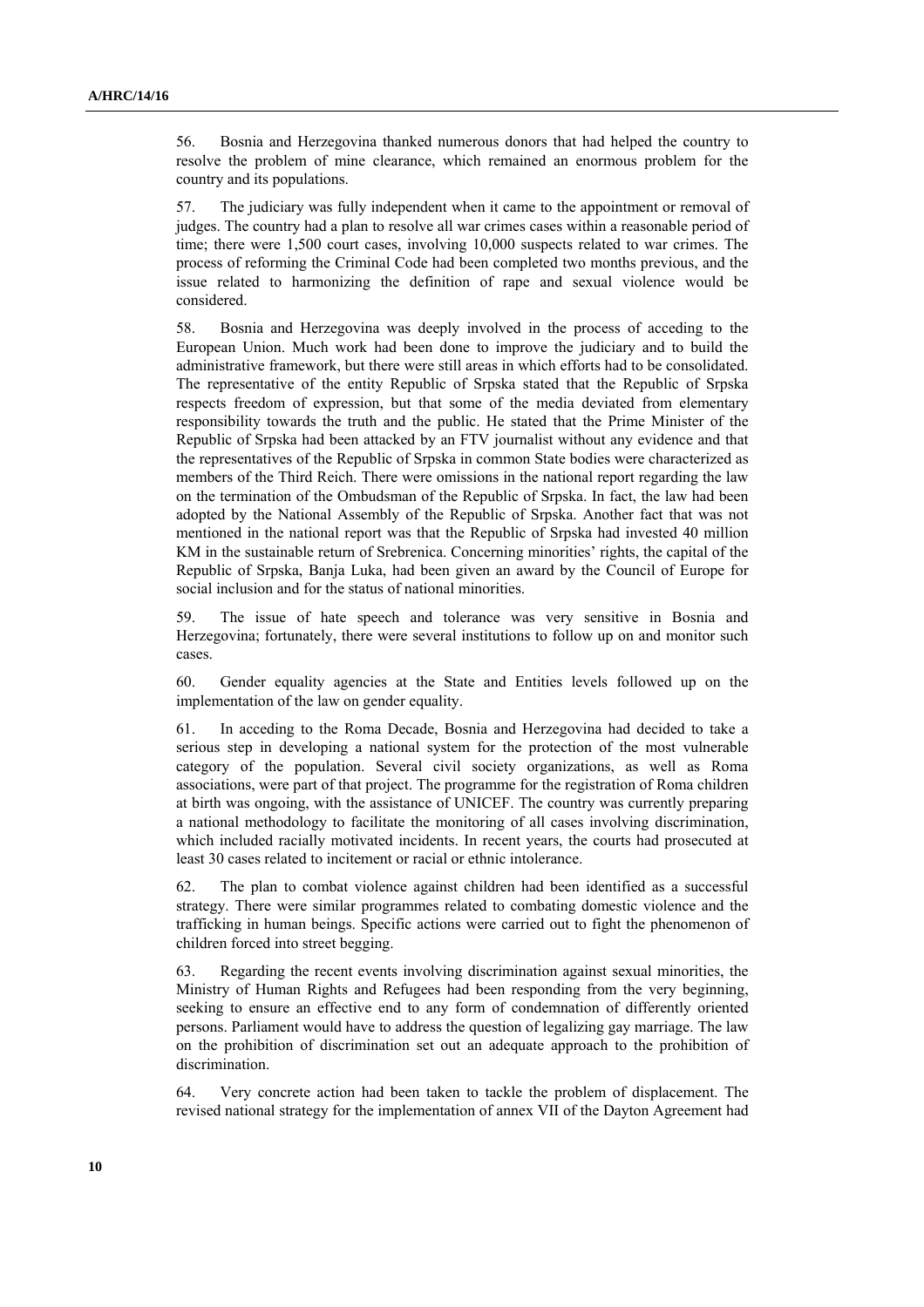56. Bosnia and Herzegovina thanked numerous donors that had helped the country to resolve the problem of mine clearance, which remained an enormous problem for the country and its populations.

57. The judiciary was fully independent when it came to the appointment or removal of judges. The country had a plan to resolve all war crimes cases within a reasonable period of time; there were 1,500 court cases, involving 10,000 suspects related to war crimes. The process of reforming the Criminal Code had been completed two months previous, and the issue related to harmonizing the definition of rape and sexual violence would be considered.

58. Bosnia and Herzegovina was deeply involved in the process of acceding to the European Union. Much work had been done to improve the judiciary and to build the administrative framework, but there were still areas in which efforts had to be consolidated. The representative of the entity Republic of Srpska stated that the Republic of Srpska respects freedom of expression, but that some of the media deviated from elementary responsibility towards the truth and the public. He stated that the Prime Minister of the Republic of Srpska had been attacked by an FTV journalist without any evidence and that the representatives of the Republic of Srpska in common State bodies were characterized as members of the Third Reich. There were omissions in the national report regarding the law on the termination of the Ombudsman of the Republic of Srpska. In fact, the law had been adopted by the National Assembly of the Republic of Srpska. Another fact that was not mentioned in the national report was that the Republic of Srpska had invested 40 million KM in the sustainable return of Srebrenica. Concerning minorities' rights, the capital of the Republic of Srpska, Banja Luka, had been given an award by the Council of Europe for social inclusion and for the status of national minorities.

59. The issue of hate speech and tolerance was very sensitive in Bosnia and Herzegovina; fortunately, there were several institutions to follow up on and monitor such cases.

60. Gender equality agencies at the State and Entities levels followed up on the implementation of the law on gender equality.

61. In acceding to the Roma Decade, Bosnia and Herzegovina had decided to take a serious step in developing a national system for the protection of the most vulnerable category of the population. Several civil society organizations, as well as Roma associations, were part of that project. The programme for the registration of Roma children at birth was ongoing, with the assistance of UNICEF. The country was currently preparing a national methodology to facilitate the monitoring of all cases involving discrimination, which included racially motivated incidents. In recent years, the courts had prosecuted at least 30 cases related to incitement or racial or ethnic intolerance.

62. The plan to combat violence against children had been identified as a successful strategy. There were similar programmes related to combating domestic violence and the trafficking in human beings. Specific actions were carried out to fight the phenomenon of children forced into street begging.

63. Regarding the recent events involving discrimination against sexual minorities, the Ministry of Human Rights and Refugees had been responding from the very beginning, seeking to ensure an effective end to any form of condemnation of differently oriented persons. Parliament would have to address the question of legalizing gay marriage. The law on the prohibition of discrimination set out an adequate approach to the prohibition of discrimination.

64. Very concrete action had been taken to tackle the problem of displacement. The revised national strategy for the implementation of annex VII of the Dayton Agreement had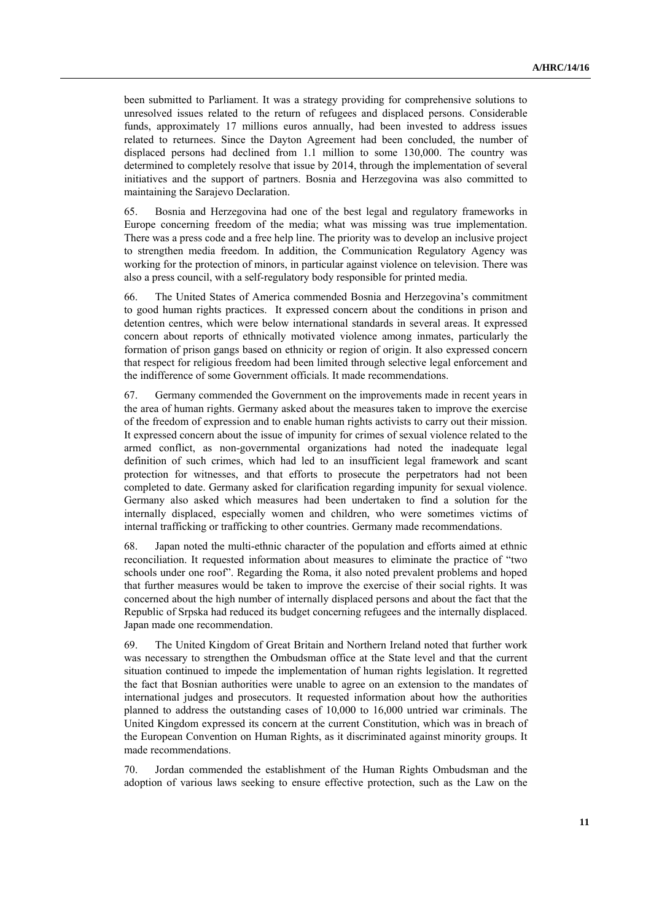been submitted to Parliament. It was a strategy providing for comprehensive solutions to unresolved issues related to the return of refugees and displaced persons. Considerable funds, approximately 17 millions euros annually, had been invested to address issues related to returnees. Since the Dayton Agreement had been concluded, the number of displaced persons had declined from 1.1 million to some 130,000. The country was determined to completely resolve that issue by 2014, through the implementation of several initiatives and the support of partners. Bosnia and Herzegovina was also committed to maintaining the Sarajevo Declaration.

65. Bosnia and Herzegovina had one of the best legal and regulatory frameworks in Europe concerning freedom of the media; what was missing was true implementation. There was a press code and a free help line. The priority was to develop an inclusive project to strengthen media freedom. In addition, the Communication Regulatory Agency was working for the protection of minors, in particular against violence on television. There was also a press council, with a self-regulatory body responsible for printed media.

66. The United States of America commended Bosnia and Herzegovina's commitment to good human rights practices. It expressed concern about the conditions in prison and detention centres, which were below international standards in several areas. It expressed concern about reports of ethnically motivated violence among inmates, particularly the formation of prison gangs based on ethnicity or region of origin. It also expressed concern that respect for religious freedom had been limited through selective legal enforcement and the indifference of some Government officials. It made recommendations.

67. Germany commended the Government on the improvements made in recent years in the area of human rights. Germany asked about the measures taken to improve the exercise of the freedom of expression and to enable human rights activists to carry out their mission. It expressed concern about the issue of impunity for crimes of sexual violence related to the armed conflict, as non-governmental organizations had noted the inadequate legal definition of such crimes, which had led to an insufficient legal framework and scant protection for witnesses, and that efforts to prosecute the perpetrators had not been completed to date. Germany asked for clarification regarding impunity for sexual violence. Germany also asked which measures had been undertaken to find a solution for the internally displaced, especially women and children, who were sometimes victims of internal trafficking or trafficking to other countries. Germany made recommendations.

68. Japan noted the multi-ethnic character of the population and efforts aimed at ethnic reconciliation. It requested information about measures to eliminate the practice of "two schools under one roof". Regarding the Roma, it also noted prevalent problems and hoped that further measures would be taken to improve the exercise of their social rights. It was concerned about the high number of internally displaced persons and about the fact that the Republic of Srpska had reduced its budget concerning refugees and the internally displaced. Japan made one recommendation.

69. The United Kingdom of Great Britain and Northern Ireland noted that further work was necessary to strengthen the Ombudsman office at the State level and that the current situation continued to impede the implementation of human rights legislation. It regretted the fact that Bosnian authorities were unable to agree on an extension to the mandates of international judges and prosecutors. It requested information about how the authorities planned to address the outstanding cases of 10,000 to 16,000 untried war criminals. The United Kingdom expressed its concern at the current Constitution, which was in breach of the European Convention on Human Rights, as it discriminated against minority groups. It made recommendations.

70. Jordan commended the establishment of the Human Rights Ombudsman and the adoption of various laws seeking to ensure effective protection, such as the Law on the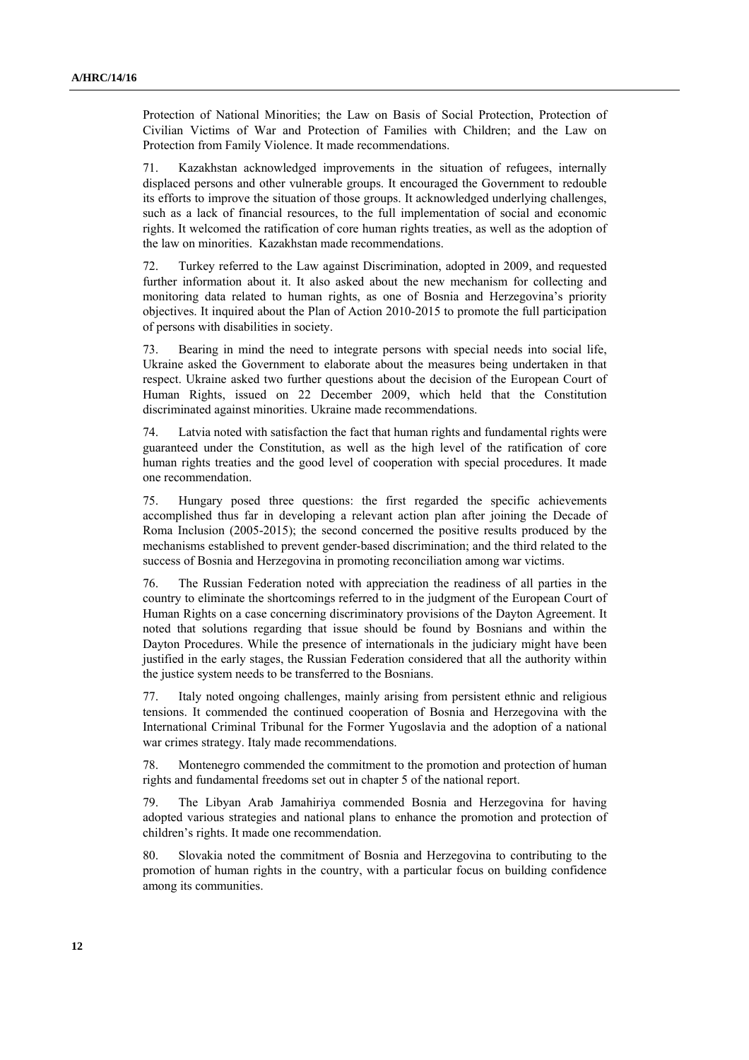Protection of National Minorities; the Law on Basis of Social Protection, Protection of Civilian Victims of War and Protection of Families with Children; and the Law on Protection from Family Violence. It made recommendations.

71. Kazakhstan acknowledged improvements in the situation of refugees, internally displaced persons and other vulnerable groups. It encouraged the Government to redouble its efforts to improve the situation of those groups. It acknowledged underlying challenges, such as a lack of financial resources, to the full implementation of social and economic rights. It welcomed the ratification of core human rights treaties, as well as the adoption of the law on minorities. Kazakhstan made recommendations.

72. Turkey referred to the Law against Discrimination, adopted in 2009, and requested further information about it. It also asked about the new mechanism for collecting and monitoring data related to human rights, as one of Bosnia and Herzegovina's priority objectives. It inquired about the Plan of Action 2010-2015 to promote the full participation of persons with disabilities in society.

73. Bearing in mind the need to integrate persons with special needs into social life, Ukraine asked the Government to elaborate about the measures being undertaken in that respect. Ukraine asked two further questions about the decision of the European Court of Human Rights, issued on 22 December 2009, which held that the Constitution discriminated against minorities. Ukraine made recommendations.

74. Latvia noted with satisfaction the fact that human rights and fundamental rights were guaranteed under the Constitution, as well as the high level of the ratification of core human rights treaties and the good level of cooperation with special procedures. It made one recommendation.

75. Hungary posed three questions: the first regarded the specific achievements accomplished thus far in developing a relevant action plan after joining the Decade of Roma Inclusion (2005-2015); the second concerned the positive results produced by the mechanisms established to prevent gender-based discrimination; and the third related to the success of Bosnia and Herzegovina in promoting reconciliation among war victims.

76. The Russian Federation noted with appreciation the readiness of all parties in the country to eliminate the shortcomings referred to in the judgment of the European Court of Human Rights on a case concerning discriminatory provisions of the Dayton Agreement. It noted that solutions regarding that issue should be found by Bosnians and within the Dayton Procedures. While the presence of internationals in the judiciary might have been justified in the early stages, the Russian Federation considered that all the authority within the justice system needs to be transferred to the Bosnians.

77. Italy noted ongoing challenges, mainly arising from persistent ethnic and religious tensions. It commended the continued cooperation of Bosnia and Herzegovina with the International Criminal Tribunal for the Former Yugoslavia and the adoption of a national war crimes strategy. Italy made recommendations.

78. Montenegro commended the commitment to the promotion and protection of human rights and fundamental freedoms set out in chapter 5 of the national report.

79. The Libyan Arab Jamahiriya commended Bosnia and Herzegovina for having adopted various strategies and national plans to enhance the promotion and protection of children's rights. It made one recommendation.

80. Slovakia noted the commitment of Bosnia and Herzegovina to contributing to the promotion of human rights in the country, with a particular focus on building confidence among its communities.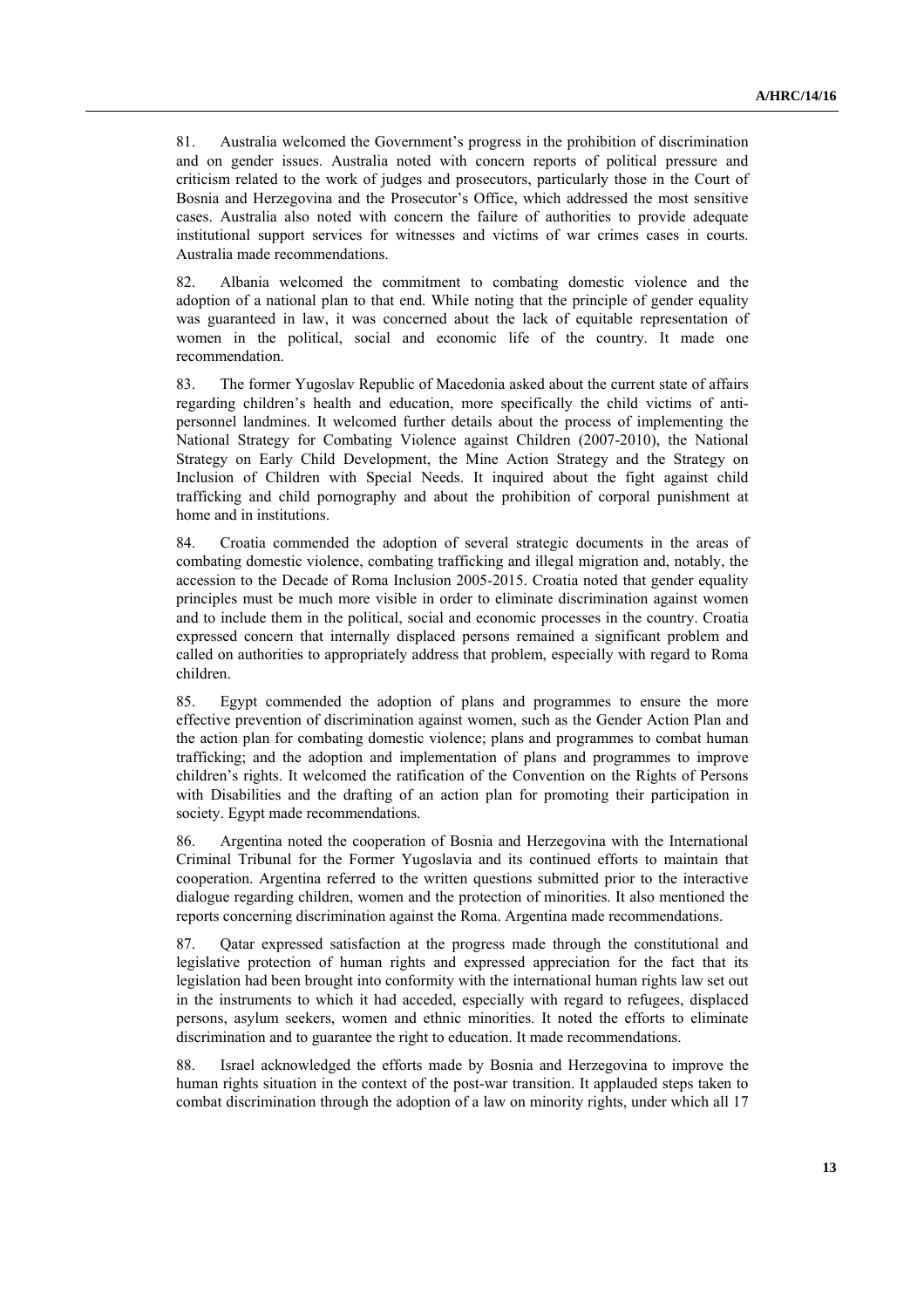81. Australia welcomed the Government's progress in the prohibition of discrimination and on gender issues. Australia noted with concern reports of political pressure and criticism related to the work of judges and prosecutors, particularly those in the Court of Bosnia and Herzegovina and the Prosecutor's Office, which addressed the most sensitive cases. Australia also noted with concern the failure of authorities to provide adequate institutional support services for witnesses and victims of war crimes cases in courts. Australia made recommendations.

82. Albania welcomed the commitment to combating domestic violence and the adoption of a national plan to that end. While noting that the principle of gender equality was guaranteed in law, it was concerned about the lack of equitable representation of women in the political, social and economic life of the country. It made one recommendation.

83. The former Yugoslav Republic of Macedonia asked about the current state of affairs regarding children's health and education, more specifically the child victims of anti-personnel landmines. It welcomed further details about the process of implementing the National Strategy for Combating Violence against Children (2007-2010), the National Strategy on Early Child Development, the Mine Action Strategy and the Strategy on Inclusion of Children with Special Needs. It inquired about the fight against child trafficking and child pornography and about the prohibition of corporal punishment at home and in institutions.

84. Croatia commended the adoption of several strategic documents in the areas of combating domestic violence, combating trafficking and illegal migration and, notably, the accession to the Decade of Roma Inclusion 2005-2015. Croatia noted that gender equality principles must be much more visible in order to eliminate discrimination against women and to include them in the political, social and economic processes in the country. Croatia expressed concern that internally displaced persons remained a significant problem and called on authorities to appropriately address that problem, especially with regard to Roma children.

85. Egypt commended the adoption of plans and programmes to ensure the more effective prevention of discrimination against women, such as the Gender Action Plan and the action plan for combating domestic violence; plans and programmes to combat human trafficking; and the adoption and implementation of plans and programmes to improve children's rights. It welcomed the ratification of the Convention on the Rights of Persons with Disabilities and the drafting of an action plan for promoting their participation in society. Egypt made recommendations.

86. Argentina noted the cooperation of Bosnia and Herzegovina with the International Criminal Tribunal for the Former Yugoslavia and its continued efforts to maintain that cooperation. Argentina referred to the written questions submitted prior to the interactive dialogue regarding children, women and the protection of minorities. It also mentioned the reports concerning discrimination against the Roma. Argentina made recommendations.

87. Qatar expressed satisfaction at the progress made through the constitutional and legislative protection of human rights and expressed appreciation for the fact that its legislation had been brought into conformity with the international human rights law set out in the instruments to which it had acceded, especially with regard to refugees, displaced persons, asylum seekers, women and ethnic minorities. It noted the efforts to eliminate discrimination and to guarantee the right to education. It made recommendations.

88. Israel acknowledged the efforts made by Bosnia and Herzegovina to improve the human rights situation in the context of the post-war transition. It applauded steps taken to combat discrimination through the adoption of a law on minority rights, under which all 17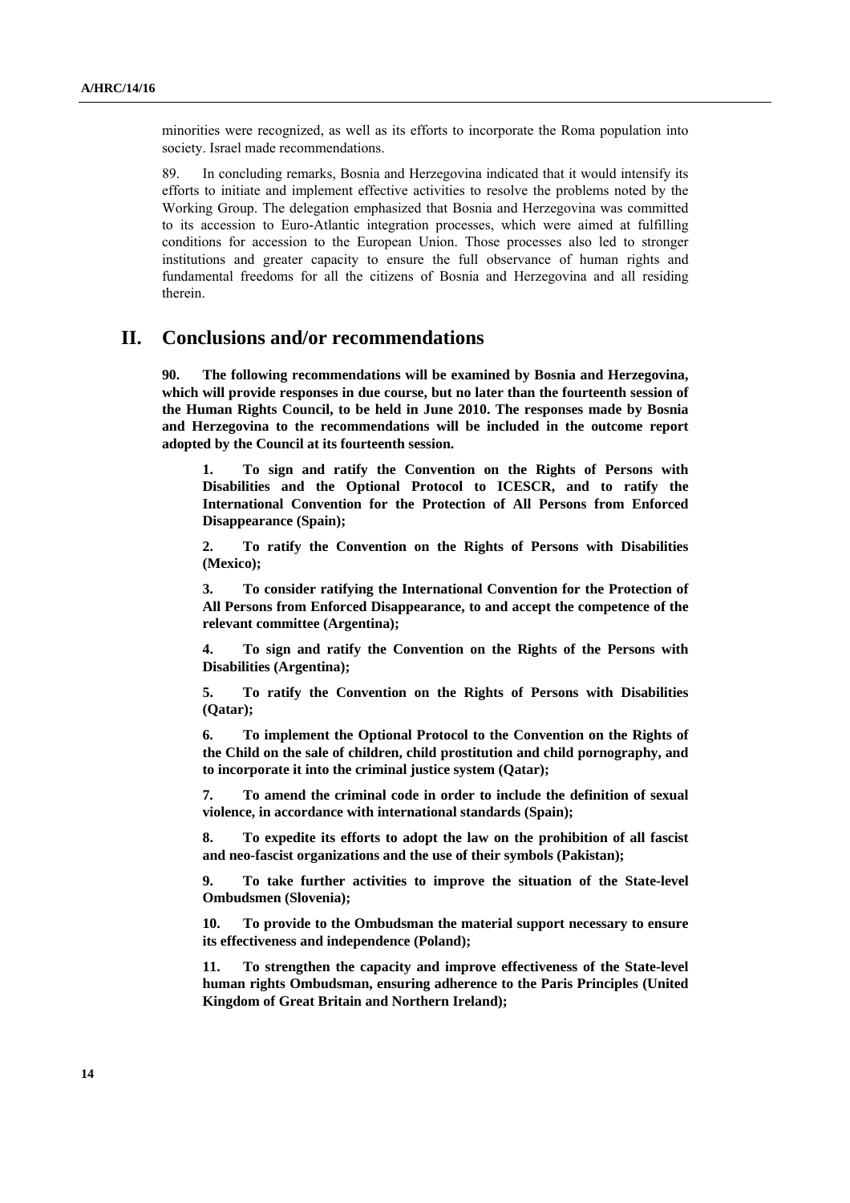minorities were recognized, as well as its efforts to incorporate the Roma population into society. Israel made recommendations.

89. In concluding remarks, Bosnia and Herzegovina indicated that it would intensify its efforts to initiate and implement effective activities to resolve the problems noted by the Working Group. The delegation emphasized that Bosnia and Herzegovina was committed to its accession to Euro-Atlantic integration processes, which were aimed at fulfilling conditions for accession to the European Union. Those processes also led to stronger institutions and greater capacity to ensure the full observance of human rights and fundamental freedoms for all the citizens of Bosnia and Herzegovina and all residing therein.

## II. Conclusions and/or recommendations

**90. The following recommendations will be examined by Bosnia and Herzegovina, which will provide responses in due course, but no later than the fourteenth session of the Human Rights Council, to be held in June 2010. The responses made by Bosnia and Herzegovina to the recommendations will be included in the outcome report adopted by the Council at its fourteenth session.**

**1. To sign and ratify the Convention on the Rights of Persons with Disabilities and the Optional Protocol to ICESCR, and to ratify the International Convention for the Protection of All Persons from Enforced Disappearance (Spain);**

**2. To ratify the Convention on the Rights of Persons with Disabilities (Mexico);**

**3. To consider ratifying the International Convention for the Protection of All Persons from Enforced Disappearance, to and accept the competence of the relevant committee (Argentina);**

**4. To sign and ratify the Convention on the Rights of the Persons with Disabilities (Argentina);**

**5. To ratify the Convention on the Rights of Persons with Disabilities (Qatar);**

**6. To implement the Optional Protocol to the Convention on the Rights of the Child on the sale of children, child prostitution and child pornography, and to incorporate it into the criminal justice system (Qatar);**

**7. To amend the criminal code in order to include the definition of sexual violence, in accordance with international standards (Spain);**

**8. To expedite its efforts to adopt the law on the prohibition of all fascist and neo-fascist organizations and the use of their symbols (Pakistan);**

**9. To take further activities to improve the situation of the State-level Ombudsmen (Slovenia);**

**10. To provide to the Ombudsman the material support necessary to ensure its effectiveness and independence (Poland);**

**11. To strengthen the capacity and improve effectiveness of the State-level human rights Ombudsman, ensuring adherence to the Paris Principles (United Kingdom of Great Britain and Northern Ireland);**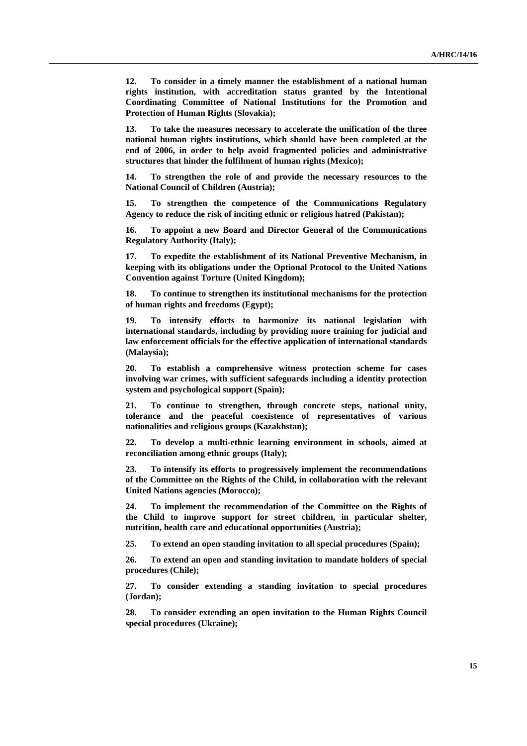**12. To consider in a timely manner the establishment of a national human rights institution, with accreditation status granted by the Intentional Coordinating Committee of National Institutions for the Promotion and Protection of Human Rights (Slovakia);**

**13. To take the measures necessary to accelerate the unification of the three national human rights institutions, which should have been completed at the end of 2006, in order to help avoid fragmented policies and administrative structures that hinder the fulfilment of human rights (Mexico);**

**14. To strengthen the role of and provide the necessary resources to the National Council of Children (Austria);**

**15. To strengthen the competence of the Communications Regulatory Agency to reduce the risk of inciting ethnic or religious hatred (Pakistan);**

**16. To appoint a new Board and Director General of the Communications Regulatory Authority (Italy);**

**17. To expedite the establishment of its National Preventive Mechanism, in keeping with its obligations under the Optional Protocol to the United Nations Convention against Torture (United Kingdom);**

**18. To continue to strengthen its institutional mechanisms for the protection of human rights and freedoms (Egypt);**

**19. To intensify efforts to harmonize its national legislation with international standards, including by providing more training for judicial and law enforcement officials for the effective application of international standards (Malaysia);**

**20. To establish a comprehensive witness protection scheme for cases involving war crimes, with sufficient safeguards including a identity protection system and psychological support (Spain);**

**21. To continue to strengthen, through concrete steps, national unity, tolerance and the peaceful coexistence of representatives of various nationalities and religious groups (Kazakhstan);**

**22. To develop a multi-ethnic learning environment in schools, aimed at reconciliation among ethnic groups (Italy);**

**23. To intensify its efforts to progressively implement the recommendations of the Committee on the Rights of the Child, in collaboration with the relevant United Nations agencies (Morocco);**

**24. To implement the recommendation of the Committee on the Rights of the Child to improve support for street children, in particular shelter, nutrition, health care and educational opportunities (Austria);**

**25. To extend an open standing invitation to all special procedures (Spain);**

**26. To extend an open and standing invitation to mandate holders of special procedures (Chile);**

**27. To consider extending a standing invitation to special procedures (Jordan);**

**28. To consider extending an open invitation to the Human Rights Council special procedures (Ukraine);**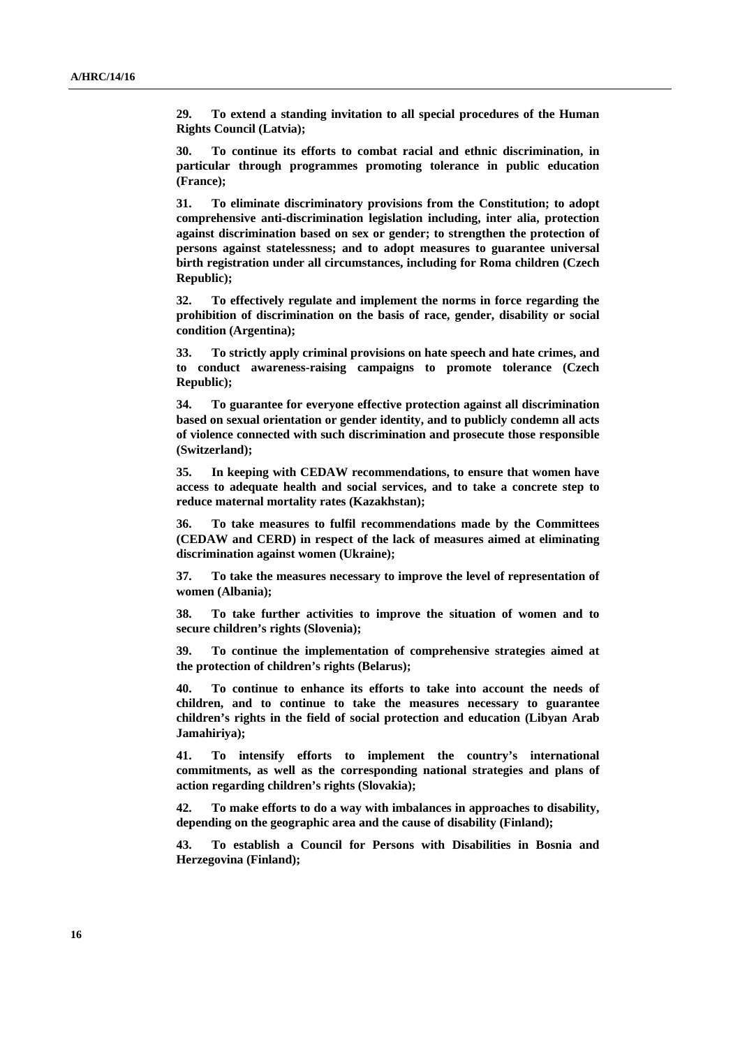**29. To extend a standing invitation to all special procedures of the Human Rights Council (Latvia);**

**30. To continue its efforts to combat racial and ethnic discrimination, in particular through programmes promoting tolerance in public education (France);**

**31. To eliminate discriminatory provisions from the Constitution; to adopt comprehensive anti-discrimination legislation including, inter alia, protection against discrimination based on sex or gender; to strengthen the protection of persons against statelessness; and to adopt measures to guarantee universal birth registration under all circumstances, including for Roma children (Czech Republic);**

**32. To effectively regulate and implement the norms in force regarding the prohibition of discrimination on the basis of race, gender, disability or social condition (Argentina);**

**33. To strictly apply criminal provisions on hate speech and hate crimes, and to conduct awareness-raising campaigns to promote tolerance (Czech Republic);**

**34. To guarantee for everyone effective protection against all discrimination based on sexual orientation or gender identity, and to publicly condemn all acts of violence connected with such discrimination and prosecute those responsible (Switzerland);**

**35. In keeping with CEDAW recommendations, to ensure that women have access to adequate health and social services, and to take a concrete step to reduce maternal mortality rates (Kazakhstan);**

**36. To take measures to fulfil recommendations made by the Committees (CEDAW and CERD) in respect of the lack of measures aimed at eliminating discrimination against women (Ukraine);**

**37. To take the measures necessary to improve the level of representation of women (Albania);**

**38. To take further activities to improve the situation of women and to secure children's rights (Slovenia);**

**39. To continue the implementation of comprehensive strategies aimed at the protection of children's rights (Belarus);**

**40. To continue to enhance its efforts to take into account the needs of children, and to continue to take the measures necessary to guarantee children's rights in the field of social protection and education (Libyan Arab Jamahiriya);**

**41. To intensify efforts to implement the country's international commitments, as well as the corresponding national strategies and plans of action regarding children's rights (Slovakia);**

**42. To make efforts to do a way with imbalances in approaches to disability, depending on the geographic area and the cause of disability (Finland);**

**43. To establish a Council for Persons with Disabilities in Bosnia and Herzegovina (Finland);**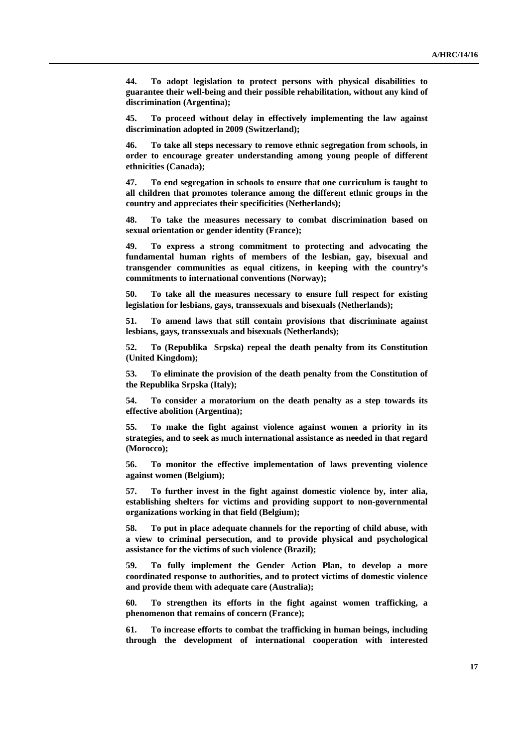**44. To adopt legislation to protect persons with physical disabilities to guarantee their well-being and their possible rehabilitation, without any kind of discrimination (Argentina);**

**45. To proceed without delay in effectively implementing the law against discrimination adopted in 2009 (Switzerland);**

**46. To take all steps necessary to remove ethnic segregation from schools, in order to encourage greater understanding among young people of different ethnicities (Canada);**

**47. To end segregation in schools to ensure that one curriculum is taught to all children that promotes tolerance among the different ethnic groups in the country and appreciates their specificities (Netherlands);**

**48. To take the measures necessary to combat discrimination based on sexual orientation or gender identity (France);**

**49. To express a strong commitment to protecting and advocating the fundamental human rights of members of the lesbian, gay, bisexual and transgender communities as equal citizens, in keeping with the country's commitments to international conventions (Norway);**

**50. To take all the measures necessary to ensure full respect for existing legislation for lesbians, gays, transsexuals and bisexuals (Netherlands);**

**51. To amend laws that still contain provisions that discriminate against lesbians, gays, transsexuals and bisexuals (Netherlands);**

**52. To (Republika Srpska) repeal the death penalty from its Constitution (United Kingdom);**

**53. To eliminate the provision of the death penalty from the Constitution of the Republika Srpska (Italy);**

**54. To consider a moratorium on the death penalty as a step towards its effective abolition (Argentina);**

**55. To make the fight against violence against women a priority in its strategies, and to seek as much international assistance as needed in that regard (Morocco);**

**56. To monitor the effective implementation of laws preventing violence against women (Belgium);**

**57. To further invest in the fight against domestic violence by, inter alia, establishing shelters for victims and providing support to non-governmental organizations working in that field (Belgium);**

**58. To put in place adequate channels for the reporting of child abuse, with a view to criminal persecution, and to provide physical and psychological assistance for the victims of such violence (Brazil);**

**59. To fully implement the Gender Action Plan, to develop a more coordinated response to authorities, and to protect victims of domestic violence and provide them with adequate care (Australia);**

**60. To strengthen its efforts in the fight against women trafficking, a phenomenon that remains of concern (France);**

**61. To increase efforts to combat the trafficking in human beings, including through the development of international cooperation with interested**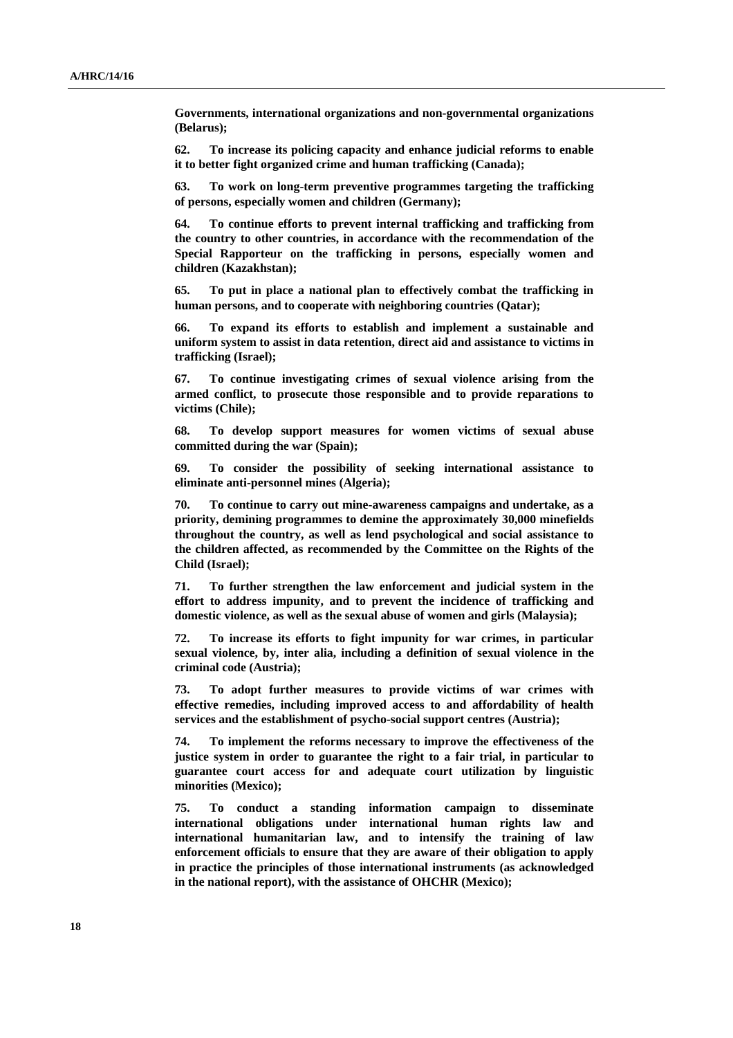**Governments, international organizations and non-governmental organizations (Belarus);**

**62. To increase its policing capacity and enhance judicial reforms to enable it to better fight organized crime and human trafficking (Canada);**

**63. To work on long-term preventive programmes targeting the trafficking of persons, especially women and children (Germany);**

**64. To continue efforts to prevent internal trafficking and trafficking from the country to other countries, in accordance with the recommendation of the Special Rapporteur on the trafficking in persons, especially women and children (Kazakhstan);**

**65. To put in place a national plan to effectively combat the trafficking in human persons, and to cooperate with neighboring countries (Qatar);**

**66. To expand its efforts to establish and implement a sustainable and uniform system to assist in data retention, direct aid and assistance to victims in trafficking (Israel);**

**67. To continue investigating crimes of sexual violence arising from the armed conflict, to prosecute those responsible and to provide reparations to victims (Chile);**

**68. To develop support measures for women victims of sexual abuse committed during the war (Spain);**

**69. To consider the possibility of seeking international assistance to eliminate anti-personnel mines (Algeria);**

**70. To continue to carry out mine-awareness campaigns and undertake, as a priority, demining programmes to demine the approximately 30,000 minefields throughout the country, as well as lend psychological and social assistance to the children affected, as recommended by the Committee on the Rights of the Child (Israel);**

**71. To further strengthen the law enforcement and judicial system in the effort to address impunity, and to prevent the incidence of trafficking and domestic violence, as well as the sexual abuse of women and girls (Malaysia);**

**72. To increase its efforts to fight impunity for war crimes, in particular sexual violence, by, inter alia, including a definition of sexual violence in the criminal code (Austria);**

**73. To adopt further measures to provide victims of war crimes with effective remedies, including improved access to and affordability of health services and the establishment of psycho-social support centres (Austria);**

**74. To implement the reforms necessary to improve the effectiveness of the justice system in order to guarantee the right to a fair trial, in particular to guarantee court access for and adequate court utilization by linguistic minorities (Mexico);**

**75. To conduct a standing information campaign to disseminate international obligations under international human rights law and international humanitarian law, and to intensify the training of law enforcement officials to ensure that they are aware of their obligation to apply in practice the principles of those international instruments (as acknowledged in the national report), with the assistance of OHCHR (Mexico);**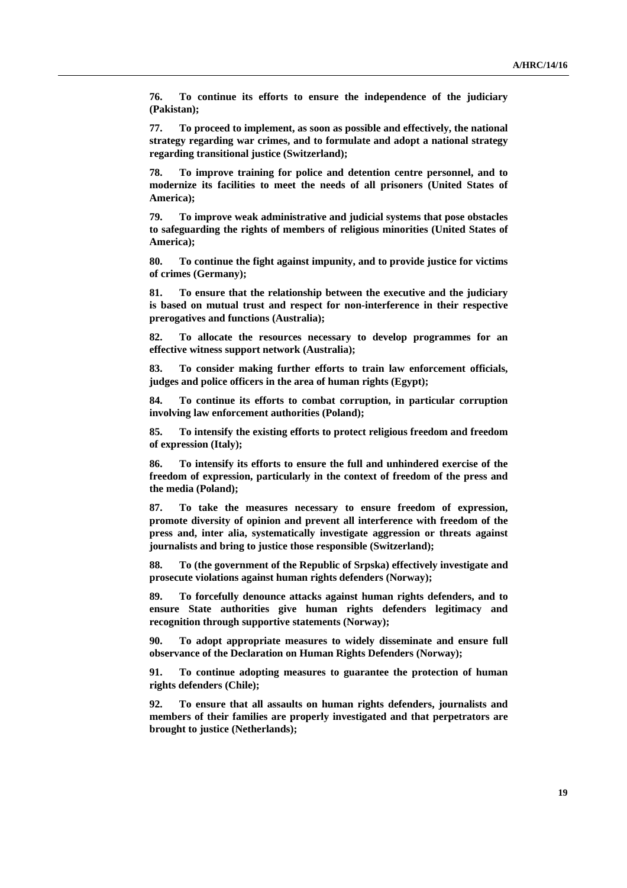**76. To continue its efforts to ensure the independence of the judiciary (Pakistan);**

**77. To proceed to implement, as soon as possible and effectively, the national strategy regarding war crimes, and to formulate and adopt a national strategy regarding transitional justice (Switzerland);**

**78. To improve training for police and detention centre personnel, and to modernize its facilities to meet the needs of all prisoners (United States of America);**

**79. To improve weak administrative and judicial systems that pose obstacles to safeguarding the rights of members of religious minorities (United States of America);**

**80. To continue the fight against impunity, and to provide justice for victims of crimes (Germany);**

**81. To ensure that the relationship between the executive and the judiciary is based on mutual trust and respect for non-interference in their respective prerogatives and functions (Australia);**

**82. To allocate the resources necessary to develop programmes for an effective witness support network (Australia);**

**83. To consider making further efforts to train law enforcement officials, judges and police officers in the area of human rights (Egypt);**

**84. To continue its efforts to combat corruption, in particular corruption involving law enforcement authorities (Poland);**

**85. To intensify the existing efforts to protect religious freedom and freedom of expression (Italy);**

**86. To intensify its efforts to ensure the full and unhindered exercise of the freedom of expression, particularly in the context of freedom of the press and the media (Poland);**

**87. To take the measures necessary to ensure freedom of expression, promote diversity of opinion and prevent all interference with freedom of the press and, inter alia, systematically investigate aggression or threats against journalists and bring to justice those responsible (Switzerland);**

**88. To (the government of the Republic of Srpska) effectively investigate and prosecute violations against human rights defenders (Norway);**

**89. To forcefully denounce attacks against human rights defenders, and to ensure State authorities give human rights defenders legitimacy and recognition through supportive statements (Norway);**

**90. To adopt appropriate measures to widely disseminate and ensure full observance of the Declaration on Human Rights Defenders (Norway);**

**91. To continue adopting measures to guarantee the protection of human rights defenders (Chile);**

**92. To ensure that all assaults on human rights defenders, journalists and members of their families are properly investigated and that perpetrators are brought to justice (Netherlands);**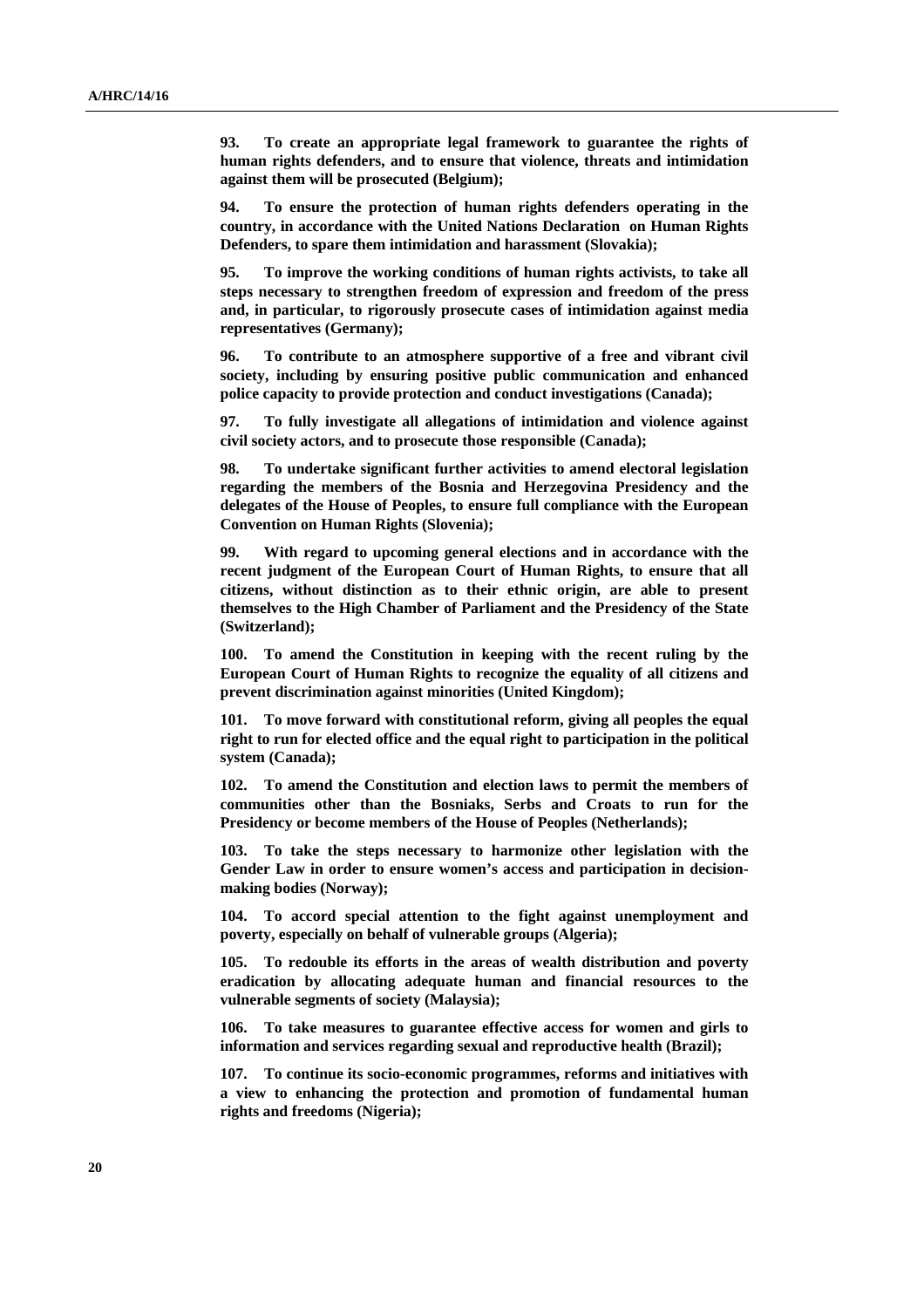**93. To create an appropriate legal framework to guarantee the rights of human rights defenders, and to ensure that violence, threats and intimidation against them will be prosecuted (Belgium);**

**94. To ensure the protection of human rights defenders operating in the country, in accordance with the United Nations Declaration on Human Rights Defenders, to spare them intimidation and harassment (Slovakia);**

**95. To improve the working conditions of human rights activists, to take all steps necessary to strengthen freedom of expression and freedom of the press and, in particular, to rigorously prosecute cases of intimidation against media representatives (Germany);**

**96. To contribute to an atmosphere supportive of a free and vibrant civil society, including by ensuring positive public communication and enhanced police capacity to provide protection and conduct investigations (Canada);**

**97. To fully investigate all allegations of intimidation and violence against civil society actors, and to prosecute those responsible (Canada);**

**98. To undertake significant further activities to amend electoral legislation regarding the members of the Bosnia and Herzegovina Presidency and the delegates of the House of Peoples, to ensure full compliance with the European Convention on Human Rights (Slovenia);**

**99. With regard to upcoming general elections and in accordance with the recent judgment of the European Court of Human Rights, to ensure that all citizens, without distinction as to their ethnic origin, are able to present themselves to the High Chamber of Parliament and the Presidency of the State (Switzerland);**

**100. To amend the Constitution in keeping with the recent ruling by the European Court of Human Rights to recognize the equality of all citizens and prevent discrimination against minorities (United Kingdom);**

**101. To move forward with constitutional reform, giving all peoples the equal right to run for elected office and the equal right to participation in the political system (Canada);**

**102. To amend the Constitution and election laws to permit the members of communities other than the Bosniaks, Serbs and Croats to run for the Presidency or become members of the House of Peoples (Netherlands);**

**103. To take the steps necessary to harmonize other legislation with the Gender Law in order to ensure women's access and participation in decision-making bodies (Norway);**

**104. To accord special attention to the fight against unemployment and poverty, especially on behalf of vulnerable groups (Algeria);**

**105. To redouble its efforts in the areas of wealth distribution and poverty eradication by allocating adequate human and financial resources to the vulnerable segments of society (Malaysia);**

**106. To take measures to guarantee effective access for women and girls to information and services regarding sexual and reproductive health (Brazil);**

**107. To continue its socio-economic programmes, reforms and initiatives with a view to enhancing the protection and promotion of fundamental human rights and freedoms (Nigeria);**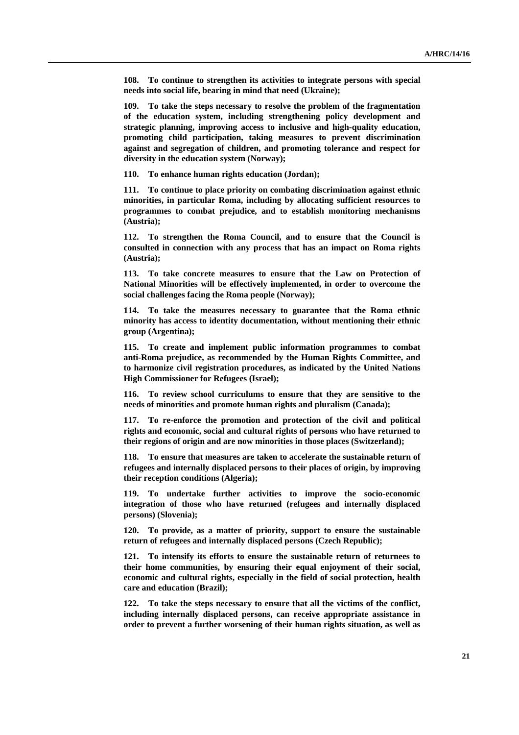**108. To continue to strengthen its activities to integrate persons with special needs into social life, bearing in mind that need (Ukraine);**

**109. To take the steps necessary to resolve the problem of the fragmentation of the education system, including strengthening policy development and strategic planning, improving access to inclusive and high-quality education, promoting child participation, taking measures to prevent discrimination against and segregation of children, and promoting tolerance and respect for diversity in the education system (Norway);**

**110. To enhance human rights education (Jordan);**

**111. To continue to place priority on combating discrimination against ethnic minorities, in particular Roma, including by allocating sufficient resources to programmes to combat prejudice, and to establish monitoring mechanisms (Austria);**

**112. To strengthen the Roma Council, and to ensure that the Council is consulted in connection with any process that has an impact on Roma rights (Austria);**

**113. To take concrete measures to ensure that the Law on Protection of National Minorities will be effectively implemented, in order to overcome the social challenges facing the Roma people (Norway);**

**114. To take the measures necessary to guarantee that the Roma ethnic minority has access to identity documentation, without mentioning their ethnic group (Argentina);**

**115. To create and implement public information programmes to combat anti-Roma prejudice, as recommended by the Human Rights Committee, and to harmonize civil registration procedures, as indicated by the United Nations High Commissioner for Refugees (Israel);**

**116. To review school curriculums to ensure that they are sensitive to the needs of minorities and promote human rights and pluralism (Canada);**

**117. To re-enforce the promotion and protection of the civil and political rights and economic, social and cultural rights of persons who have returned to their regions of origin and are now minorities in those places (Switzerland);**

**118. To ensure that measures are taken to accelerate the sustainable return of refugees and internally displaced persons to their places of origin, by improving their reception conditions (Algeria);**

**119. To undertake further activities to improve the socio-economic integration of those who have returned (refugees and internally displaced persons) (Slovenia);**

**120. To provide, as a matter of priority, support to ensure the sustainable return of refugees and internally displaced persons (Czech Republic);**

**121. To intensify its efforts to ensure the sustainable return of returnees to their home communities, by ensuring their equal enjoyment of their social, economic and cultural rights, especially in the field of social protection, health care and education (Brazil);**

**122. To take the steps necessary to ensure that all the victims of the conflict, including internally displaced persons, can receive appropriate assistance in order to prevent a further worsening of their human rights situation, as well as**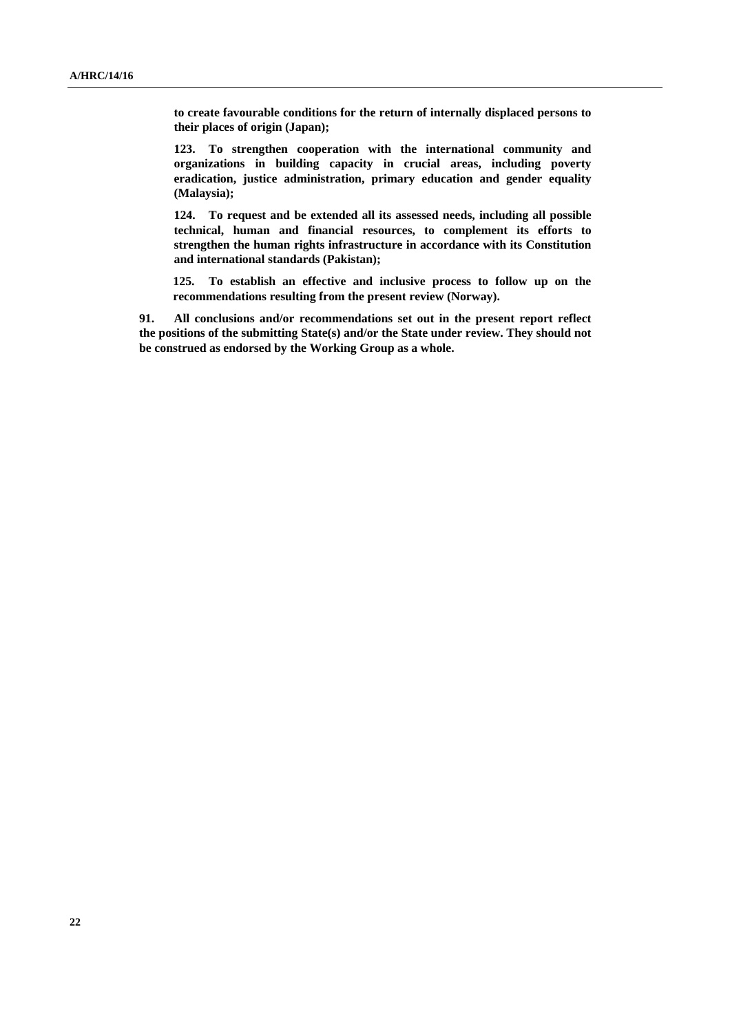**to create favourable conditions for the return of internally displaced persons to their places of origin (Japan);**

**123. To strengthen cooperation with the international community and organizations in building capacity in crucial areas, including poverty eradication, justice administration, primary education and gender equality (Malaysia);**

**124. To request and be extended all its assessed needs, including all possible technical, human and financial resources, to complement its efforts to strengthen the human rights infrastructure in accordance with its Constitution and international standards (Pakistan);**

**125. To establish an effective and inclusive process to follow up on the recommendations resulting from the present review (Norway).**

**91. All conclusions and/or recommendations set out in the present report reflect the positions of the submitting State(s) and/or the State under review. They should not be construed as endorsed by the Working Group as a whole.**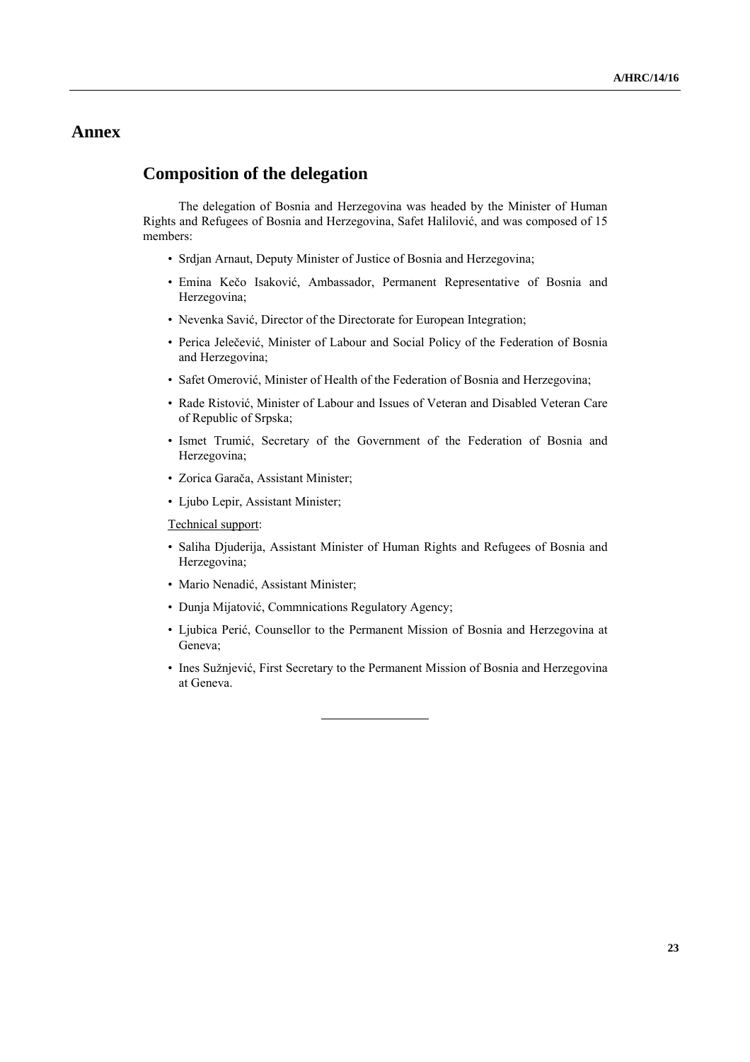# Annex

## Composition of the delegation

The delegation of Bosnia and Herzegovina was headed by the Minister of Human Rights and Refugees of Bosnia and Herzegovina, Safet Halilović, and was composed of 15 members:

- Srdjan Arnaut, Deputy Minister of Justice of Bosnia and Herzegovina;
- Emina Kečo Isaković, Ambassador, Permanent Representative of Bosnia and Herzegovina;
- Nevenka Savić, Director of the Directorate for European Integration;
- Perica Jelečević, Minister of Labour and Social Policy of the Federation of Bosnia and Herzegovina;
- Safet Omerović, Minister of Health of the Federation of Bosnia and Herzegovina;
- Rade Ristović, Minister of Labour and Issues of Veteran and Disabled Veteran Care of Republic of Srpska;
- Ismet Trumić, Secretary of the Government of the Federation of Bosnia and Herzegovina;
- Zorica Garača, Assistant Minister;
- Ljubo Lepir, Assistant Minister;

Technical support:

- Saliha Djuderija, Assistant Minister of Human Rights and Refugees of Bosnia and Herzegovina;
- Mario Nenadić, Assistant Minister;
- Dunja Mijatović, Commnications Regulatory Agency;
- Ljubica Perić, Counsellor to the Permanent Mission of Bosnia and Herzegovina at Geneva;
- Ines Sužnjević, First Secretary to the Permanent Mission of Bosnia and Herzegovina at Geneva.